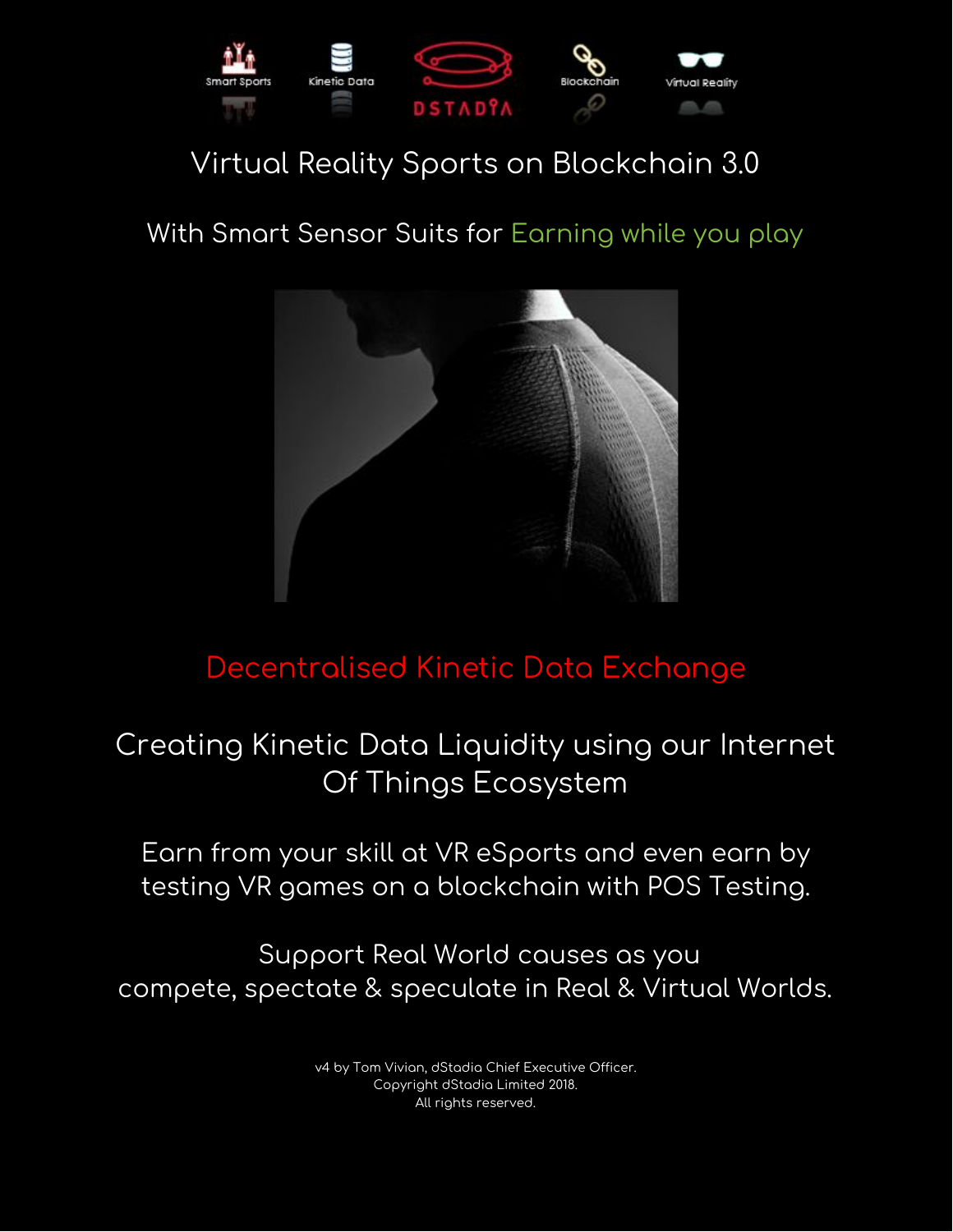Smart Sports Kinetic Data DSTADIA Blockchain Virtual Reality

# Virtual Reality Sports on Blockchain 3.0

## With Smart Sensor Suits for Earning while you play

## Decentralised Kinetic Data Exchange

Creating Kinetic Data Liquidity using our Internet Of Things Ecosystem

Earn from your skill at VR eSports and even earn by testing VR games on a blockchain with POS Testing.

Support Real World causes as you compete, spectate & speculate in Real & Virtual Worlds.

v4 by Tom Vivian, dStadia Chief Executive Officer.
Copyright dStadia Limited 2018.
All rights reserved.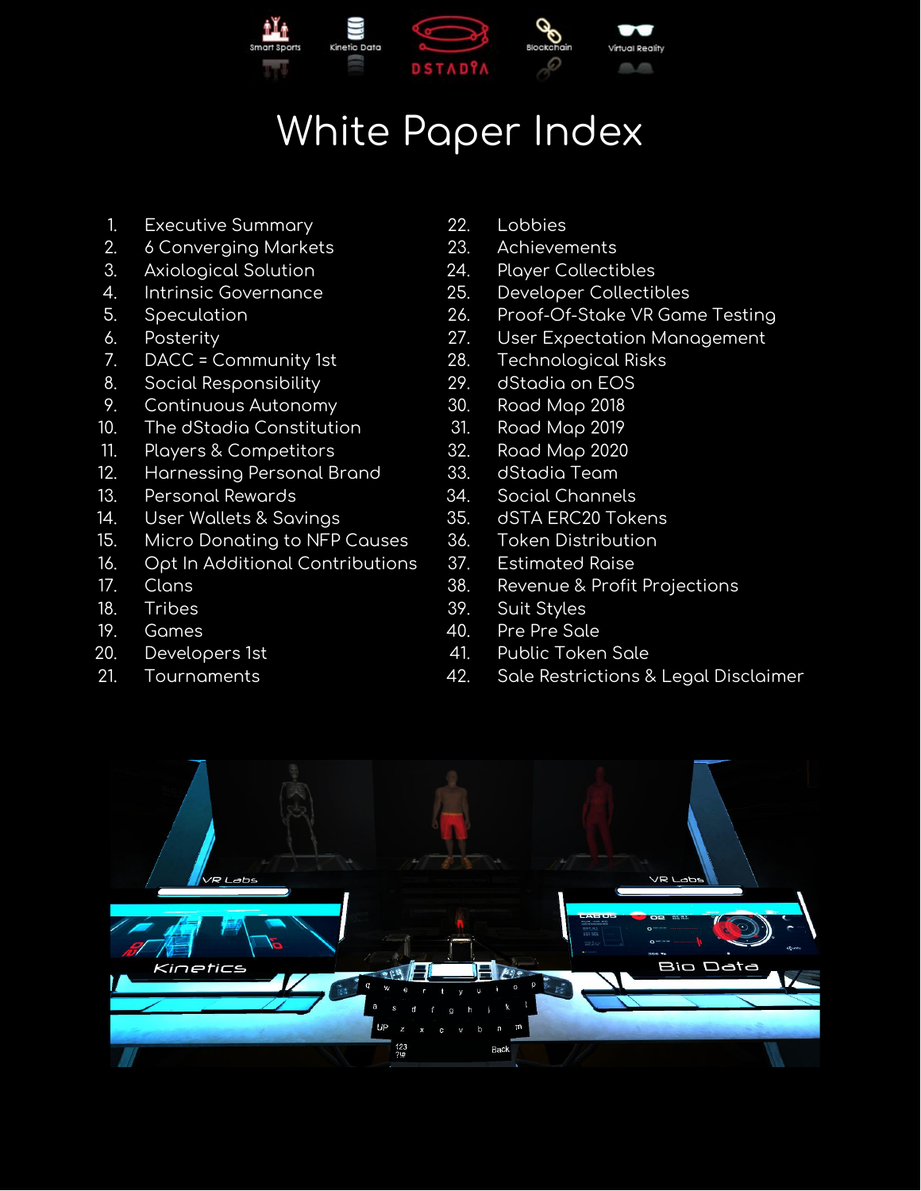# White Paper Index

1. Executive Summary
2. 6 Converging Markets
3. Axiological Solution
4. Intrinsic Governance
5. Speculation
6. Posterity
7. DACC = Community 1st
8. Social Responsibility
9. Continuous Autonomy
10. The dStadia Constitution
11. Players & Competitors
12. Harnessing Personal Brand
13. Personal Rewards
14. User Wallets & Savings
15. Micro Donating to NFP Causes
16. Opt In Additional Contributions
17. Clans
18. Tribes
19. Games
20. Developers 1st
21. Tournaments
22. Lobbies
23. Achievements
24. Player Collectibles
25. Developer Collectibles
26. Proof-Of-Stake VR Game Testing
27. User Expectation Management
28. Technological Risks
29. dStadia on EOS
30. Road Map 2018
31. Road Map 2019
32. Road Map 2020
33. dStadia Team
34. Social Channels
35. dSTA ERC20 Tokens
36. Token Distribution
37. Estimated Raise
38. Revenue & Profit Projections
39. Suit Styles
40. Pre Pre Sale
41. Public Token Sale
42. Sale Restrictions & Legal Disclaimer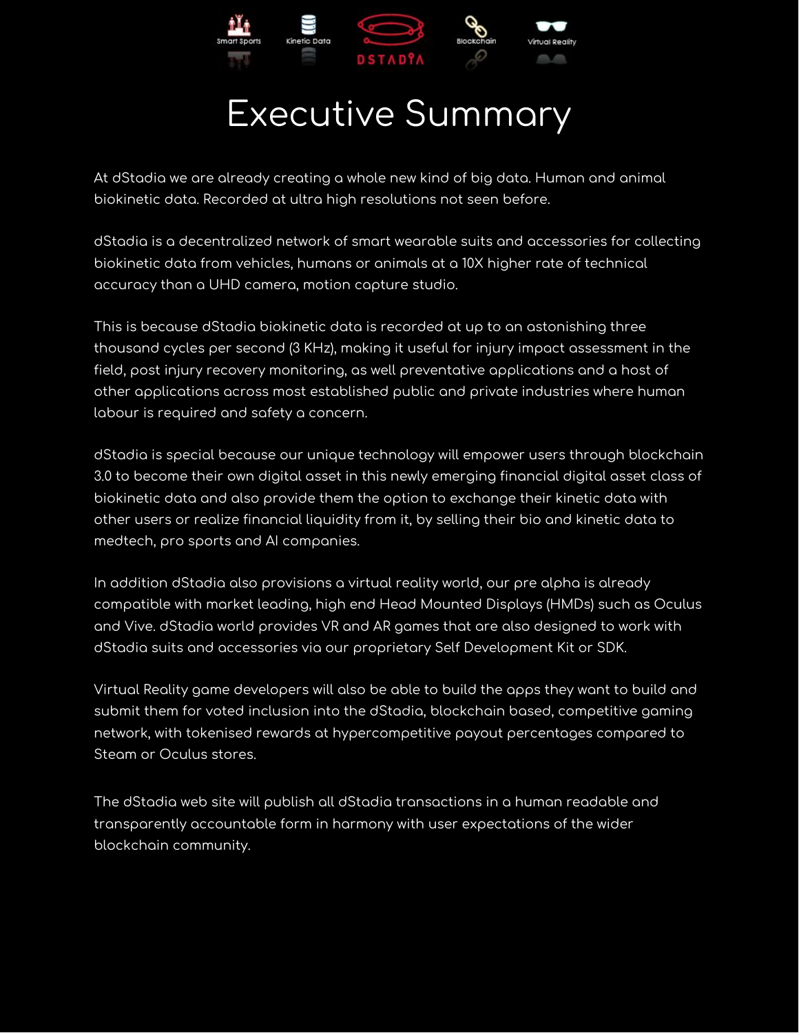# Executive Summary

At dStadia we are already creating a whole new kind of big data. Human and animal biokinetic data. Recorded at ultra high resolutions not seen before.

dStadia is a decentralized network of smart wearable suits and accessories for collecting biokinetic data from vehicles, humans or animals at a 10X higher rate of technical accuracy than a UHD camera, motion capture studio.

This is because dStadia biokinetic data is recorded at up to an astonishing three thousand cycles per second (3 KHz), making it useful for injury impact assessment in the field, post injury recovery monitoring, as well preventative applications and a host of other applications across most established public and private industries where human labour is required and safety a concern.

dStadia is special because our unique technology will empower users through blockchain 3.0 to become their own digital asset in this newly emerging financial digital asset class of biokinetic data and also provide them the option to exchange their kinetic data with other users or realize financial liquidity from it, by selling their bio and kinetic data to medtech, pro sports and AI companies.

In addition dStadia also provisions a virtual reality world, our pre alpha is already compatible with market leading, high end Head Mounted Displays (HMDs) such as Oculus and Vive. dStadia world provides VR and AR games that are also designed to work with dStadia suits and accessories via our proprietary Self Development Kit or SDK.

Virtual Reality game developers will also be able to build the apps they want to build and submit them for voted inclusion into the dStadia, blockchain based, competitive gaming network, with tokenised rewards at hypercompetitive payout percentages compared to Steam or Oculus stores.

The dStadia web site will publish all dStadia transactions in a human readable and transparently accountable form in harmony with user expectations of the wider blockchain community.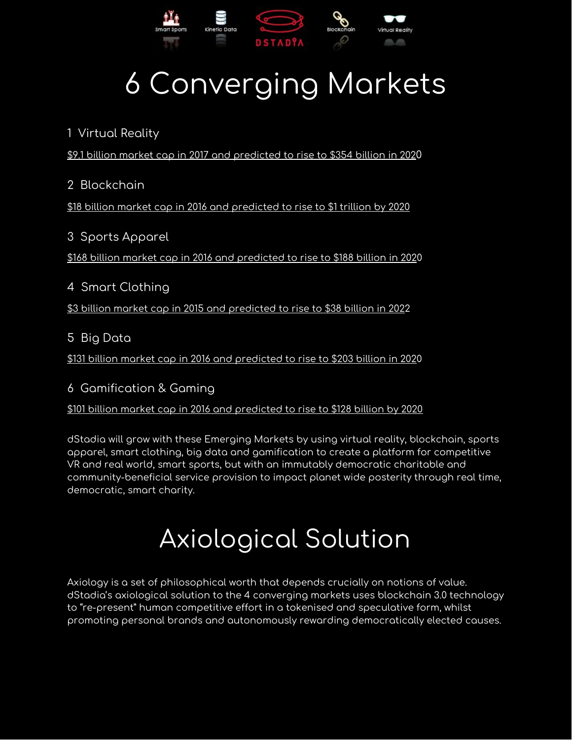# 6 Converging Markets

## 1 Virtual Reality

$9.1 billion market cap in 2017 and predicted to rise to $354 billion in 2020

## 2 Blockchain

$18 billion market cap in 2016 and predicted to rise to $1 trillion by 2020

## 3 Sports Apparel

$168 billion market cap in 2016 and predicted to rise to $188 billion in 2020

## 4 Smart Clothing

$3 billion market cap in 2015 and predicted to rise to $38 billion in 2022

## 5 Big Data

$131 billion market cap in 2016 and predicted to rise to $203 billion in 2020

## 6 Gamification & Gaming

$101 billion market cap in 2016 and predicted to rise to $128 billion by 2020

dStadia will grow with these Emerging Markets by using virtual reality, blockchain, sports apparel, smart clothing, big data and gamification to create a platform for competitive VR and real world, smart sports, but with an immutably democratic charitable and community-beneficial service provision to impact planet wide posterity through real time, democratic, smart charity.

# Axiological Solution

Axiology is a set of philosophical worth that depends crucially on notions of value. dStadia's axiological solution to the 4 converging markets uses blockchain 3.0 technology to "re-present" human competitive effort in a tokenised and speculative form, whilst promoting personal brands and autonomously rewarding democratically elected causes.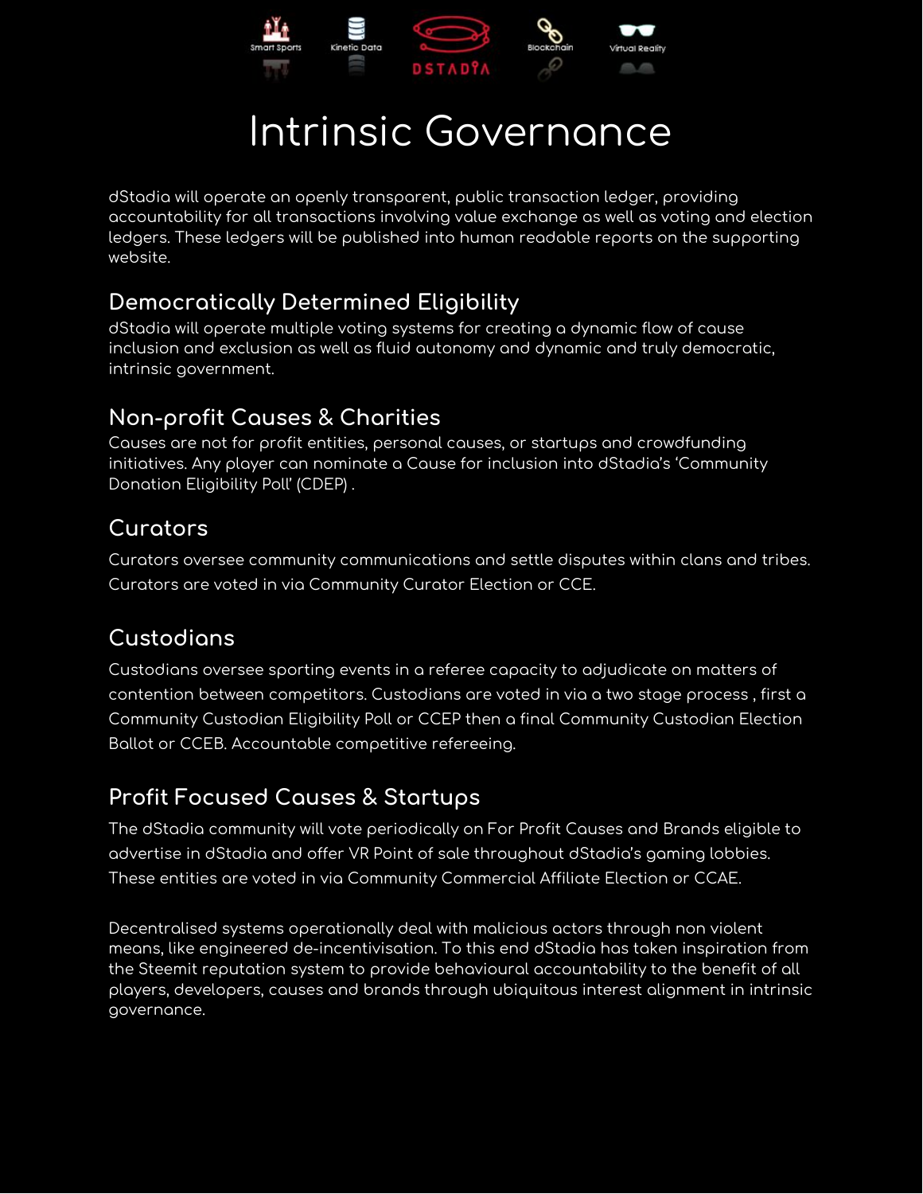# Intrinsic Governance

dStadia will operate an openly transparent, public transaction ledger, providing accountability for all transactions involving value exchange as well as voting and election ledgers. These ledgers will be published into human readable reports on the supporting website.

## Democratically Determined Eligibility

dStadia will operate multiple voting systems for creating a dynamic flow of cause inclusion and exclusion as well as fluid autonomy and dynamic and truly democratic, intrinsic government.

## Non-profit Causes & Charities

Causes are not for profit entities, personal causes, or startups and crowdfunding initiatives. Any player can nominate a Cause for inclusion into dStadia's 'Community Donation Eligibility Poll' (CDEP) .

## Curators

Curators oversee community communications and settle disputes within clans and tribes. Curators are voted in via Community Curator Election or CCE.

## Custodians

Custodians oversee sporting events in a referee capacity to adjudicate on matters of contention between competitors. Custodians are voted in via a two stage process , first a Community Custodian Eligibility Poll or CCEP then a final Community Custodian Election Ballot or CCEB. Accountable competitive refereeing.

## Profit Focused Causes & Startups

The dStadia community will vote periodically on For Profit Causes and Brands eligible to advertise in dStadia and offer VR Point of sale throughout dStadia's gaming lobbies. These entities are voted in via Community Commercial Affiliate Election or CCAE.

Decentralised systems operationally deal with malicious actors through non violent means, like engineered de-incentivisation. To this end dStadia has taken inspiration from the Steemit reputation system to provide behavioural accountability to the benefit of all players, developers, causes and brands through ubiquitous interest alignment in intrinsic governance.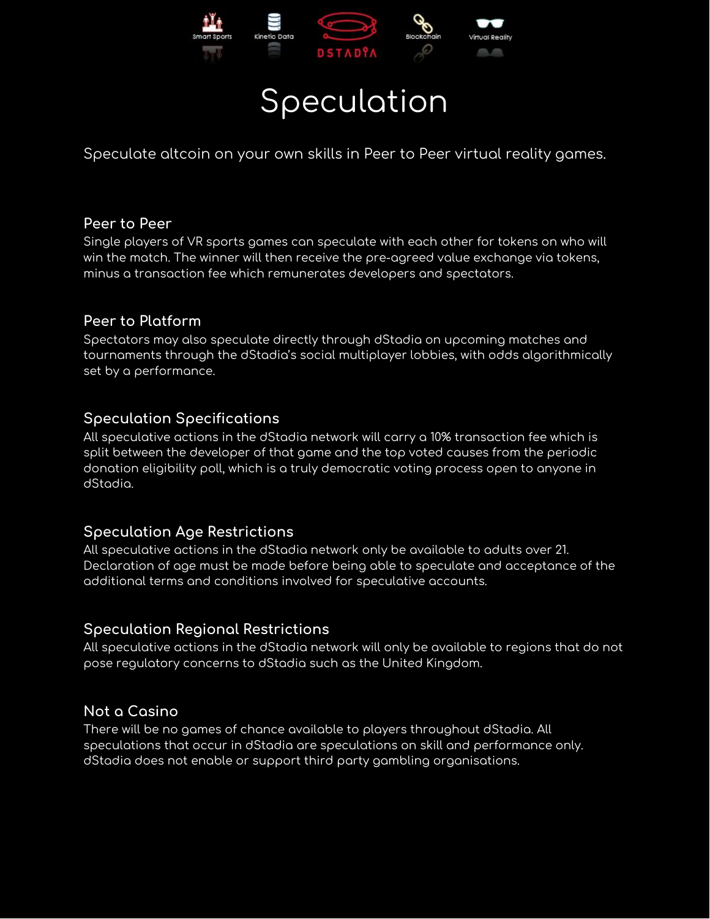# Speculation

Speculate altcoin on your own skills in Peer to Peer virtual reality games.

## Peer to Peer

Single players of VR sports games can speculate with each other for tokens on who will win the match. The winner will then receive the pre-agreed value exchange via tokens, minus a transaction fee which remunerates developers and spectators.

## Peer to Platform

Spectators may also speculate directly through dStadia on upcoming matches and tournaments through the dStadia's social multiplayer lobbies, with odds algorithmically set by a performance.

## Speculation Specifications

All speculative actions in the dStadia network will carry a 10% transaction fee which is split between the developer of that game and the top voted causes from the periodic donation eligibility poll, which is a truly democratic voting process open to anyone in dStadia.

## Speculation Age Restrictions

All speculative actions in the dStadia network only be available to adults over 21. Declaration of age must be made before being able to speculate and acceptance of the additional terms and conditions involved for speculative accounts.

## Speculation Regional Restrictions

All speculative actions in the dStadia network will only be available to regions that do not pose regulatory concerns to dStadia such as the United Kingdom.

## Not a Casino

There will be no games of chance available to players throughout dStadia. All speculations that occur in dStadia are speculations on skill and performance only. dStadia does not enable or support third party gambling organisations.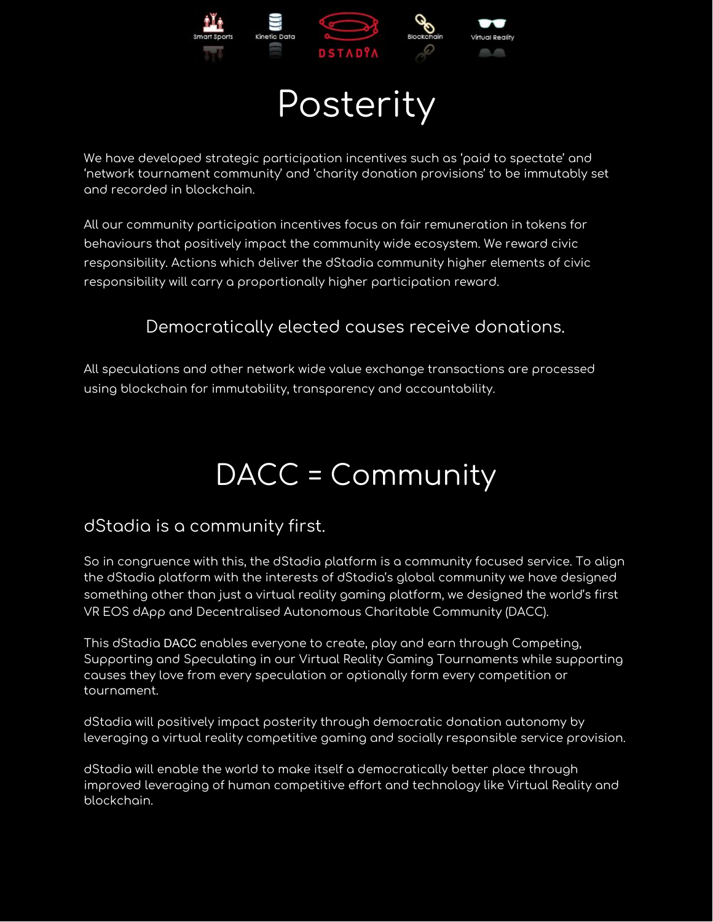# Posterity

We have developed strategic participation incentives such as 'paid to spectate' and 'network tournament community' and 'charity donation provisions' to be immutably set and recorded in blockchain.

All our community participation incentives focus on fair remuneration in tokens for behaviours that positively impact the community wide ecosystem. We reward civic responsibility. Actions which deliver the dStadia community higher elements of civic responsibility will carry a proportionally higher participation reward.

### Democratically elected causes receive donations.

All speculations and other network wide value exchange transactions are processed using blockchain for immutability, transparency and accountability.

# DACC = Community

## dStadia is a community first.

So in congruence with this, the dStadia platform is a community focused service. To align the dStadia platform with the interests of dStadia's global community we have designed something other than just a virtual reality gaming platform, we designed the world's first VR EOS dApp and Decentralised Autonomous Charitable Community (DACC).

This dStadia **DACC** enables everyone to create, play and earn through Competing, Supporting and Speculating in our Virtual Reality Gaming Tournaments while supporting causes they love from every speculation or optionally form every competition or tournament.

dStadia will positively impact posterity through democratic donation autonomy by leveraging a virtual reality competitive gaming and socially responsible service provision.

dStadia will enable the world to make itself a democratically better place through improved leveraging of human competitive effort and technology like Virtual Reality and blockchain.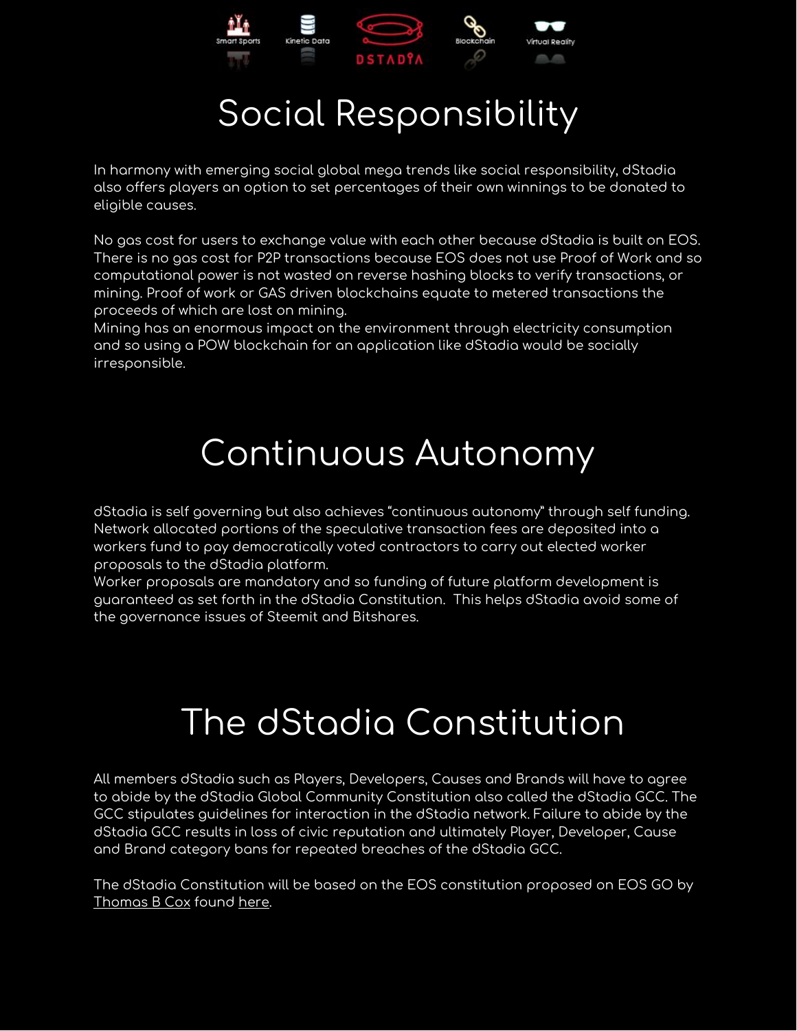# Social Responsibility

In harmony with emerging social global mega trends like social responsibility, dStadia also offers players an option to set percentages of their own winnings to be donated to eligible causes.

No gas cost for users to exchange value with each other because dStadia is built on EOS. There is no gas cost for P2P transactions because EOS does not use Proof of Work and so computational power is not wasted on reverse hashing blocks to verify transactions, or mining. Proof of work or GAS driven blockchains equate to metered transactions the proceeds of which are lost on mining.
Mining has an enormous impact on the environment through electricity consumption and so using a POW blockchain for an application like dStadia would be socially irresponsible.

# Continuous Autonomy

dStadia is self governing but also achieves "continuous autonomy" through self funding. Network allocated portions of the speculative transaction fees are deposited into a workers fund to pay democratically voted contractors to carry out elected worker proposals to the dStadia platform.
Worker proposals are mandatory and so funding of future platform development is guaranteed as set forth in the dStadia Constitution. This helps dStadia avoid some of the governance issues of Steemit and Bitshares.

# The dStadia Constitution

All members dStadia such as Players, Developers, Causes and Brands will have to agree to abide by the dStadia Global Community Constitution also called the dStadia GCC. The GCC stipulates guidelines for interaction in the dStadia network. Failure to abide by the dStadia GCC results in loss of civic reputation and ultimately Player, Developer, Cause and Brand category bans for repeated breaches of the dStadia GCC.

The dStadia Constitution will be based on the EOS constitution proposed on EOS GO by Thomas B Cox found here.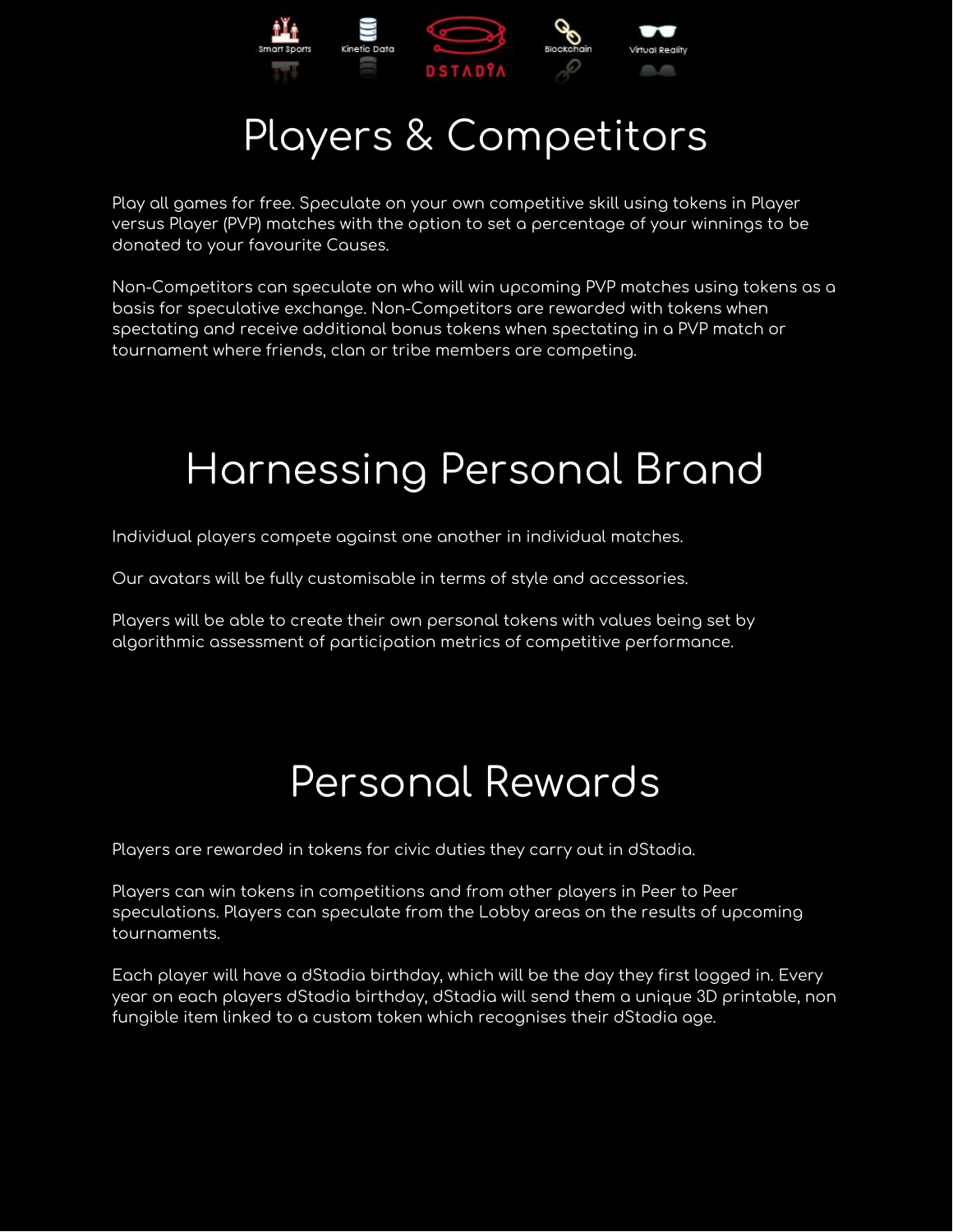# Players & Competitors

Play all games for free. Speculate on your own competitive skill using tokens in Player versus Player (PVP) matches with the option to set a percentage of your winnings to be donated to your favourite Causes.

Non-Competitors can speculate on who will win upcoming PVP matches using tokens as a basis for speculative exchange. Non-Competitors are rewarded with tokens when spectating and receive additional bonus tokens when spectating in a PVP match or tournament where friends, clan or tribe members are competing.

# Harnessing Personal Brand

Individual players compete against one another in individual matches.

Our avatars will be fully customisable in terms of style and accessories.

Players will be able to create their own personal tokens with values being set by algorithmic assessment of participation metrics of competitive performance.

# Personal Rewards

Players are rewarded in tokens for civic duties they carry out in dStadia.

Players can win tokens in competitions and from other players in Peer to Peer speculations. Players can speculate from the Lobby areas on the results of upcoming tournaments.

Each player will have a dStadia birthday, which will be the day they first logged in. Every year on each players dStadia birthday, dStadia will send them a unique 3D printable, non fungible item linked to a custom token which recognises their dStadia age.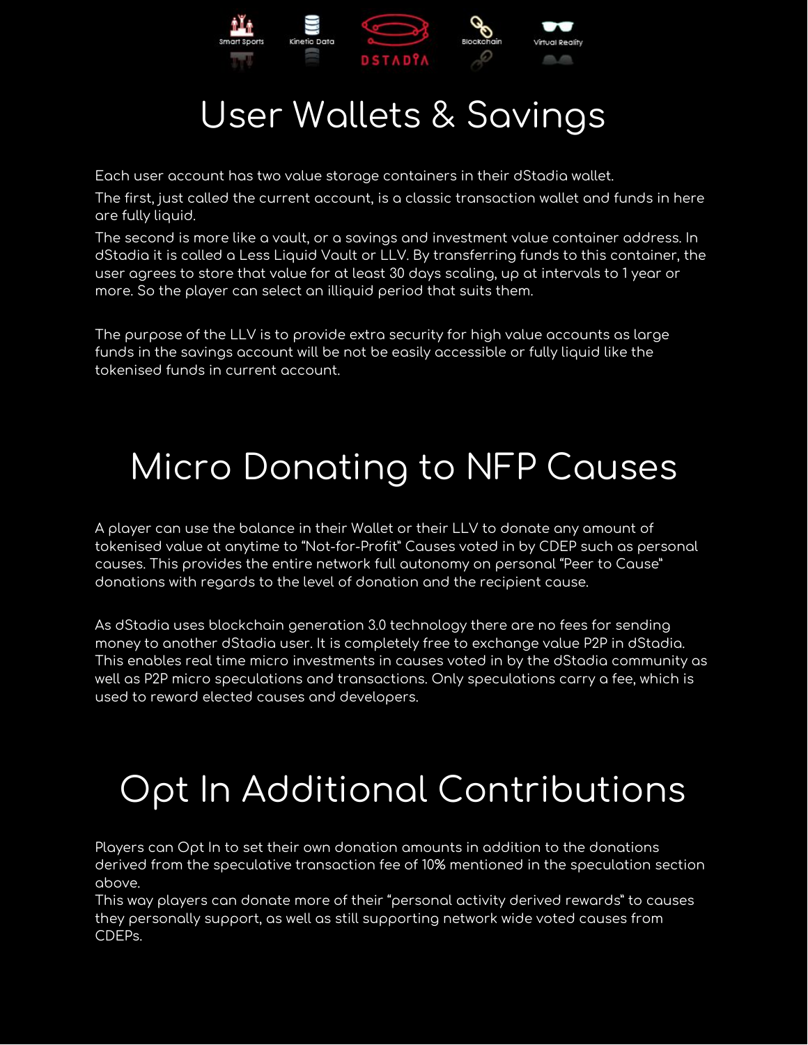# User Wallets & Savings

Each user account has two value storage containers in their dStadia wallet.

The first, just called the current account, is a classic transaction wallet and funds in here are fully liquid.

The second is more like a vault, or a savings and investment value container address. In dStadia it is called a Less Liquid Vault or LLV. By transferring funds to this container, the user agrees to store that value for at least 30 days scaling, up at intervals to 1 year or more. So the player can select an illiquid period that suits them.

The purpose of the LLV is to provide extra security for high value accounts as large funds in the savings account will be not be easily accessible or fully liquid like the tokenised funds in current account.

# Micro Donating to NFP Causes

A player can use the balance in their Wallet or their LLV to donate any amount of tokenised value at anytime to "Not-for-Profit" Causes voted in by CDEP such as personal causes. This provides the entire network full autonomy on personal "Peer to Cause" donations with regards to the level of donation and the recipient cause.

As dStadia uses blockchain generation 3.0 technology there are no fees for sending money to another dStadia user. It is completely free to exchange value P2P in dStadia. This enables real time micro investments in causes voted in by the dStadia community as well as P2P micro speculations and transactions. Only speculations carry a fee, which is used to reward elected causes and developers.

# Opt In Additional Contributions

Players can Opt In to set their own donation amounts in addition to the donations derived from the speculative transaction fee of 10% mentioned in the speculation section above.

This way players can donate more of their "personal activity derived rewards" to causes they personally support, as well as still supporting network wide voted causes from CDEPs.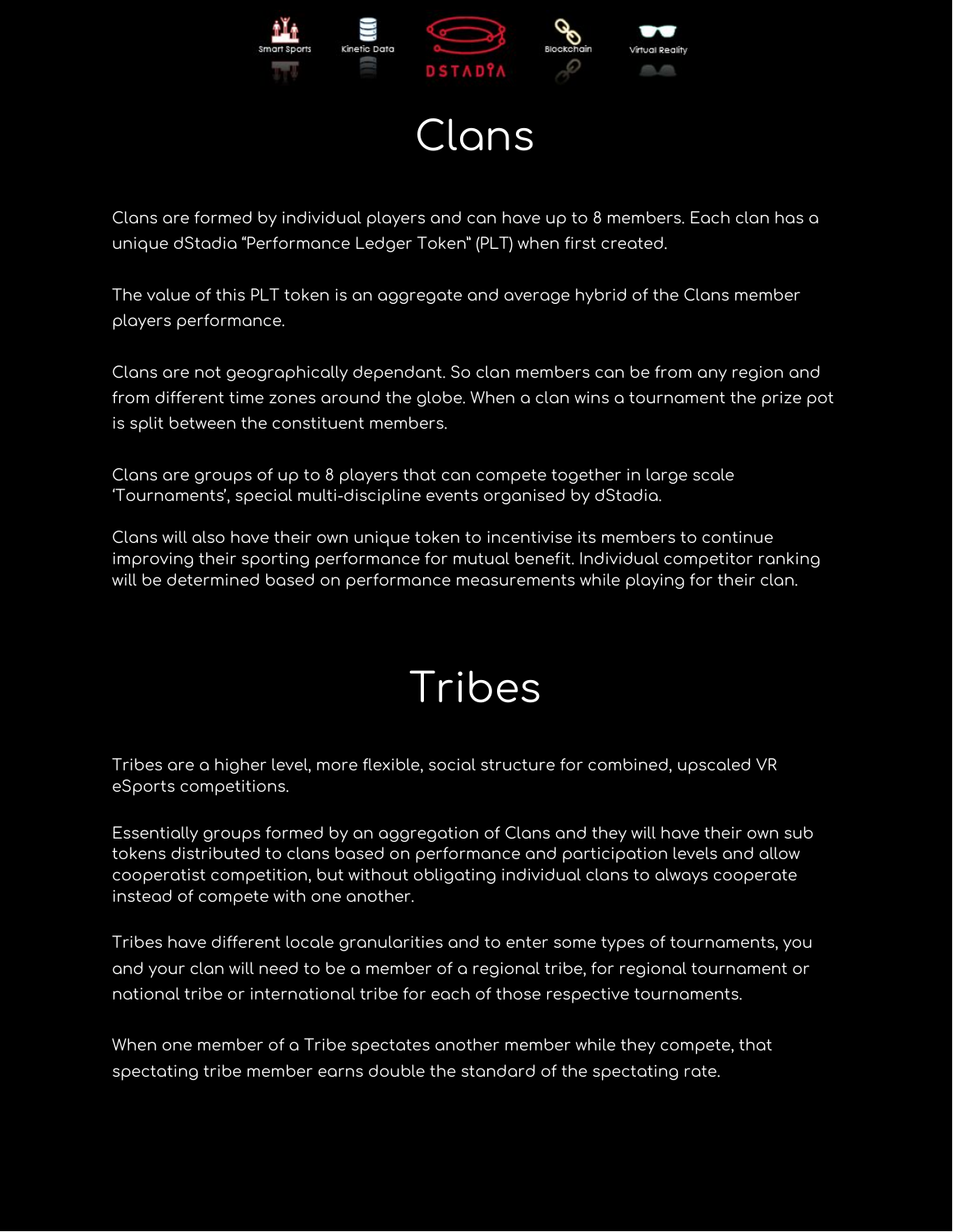# Clans

Clans are formed by individual players and can have up to 8 members. Each clan has a unique dStadia "Performance Ledger Token" (PLT) when first created.

The value of this PLT token is an aggregate and average hybrid of the Clans member players performance.

Clans are not geographically dependant. So clan members can be from any region and from different time zones around the globe. When a clan wins a tournament the prize pot is split between the constituent members.

Clans are groups of up to 8 players that can compete together in large scale 'Tournaments', special multi-discipline events organised by dStadia.

Clans will also have their own unique token to incentivise its members to continue improving their sporting performance for mutual benefit. Individual competitor ranking will be determined based on performance measurements while playing for their clan.

# Tribes

Tribes are a higher level, more flexible, social structure for combined, upscaled VR eSports competitions.

Essentially groups formed by an aggregation of Clans and they will have their own sub tokens distributed to clans based on performance and participation levels and allow cooperatist competition, but without obligating individual clans to always cooperate instead of compete with one another.

Tribes have different locale granularities and to enter some types of tournaments, you and your clan will need to be a member of a regional tribe, for regional tournament or national tribe or international tribe for each of those respective tournaments.

When one member of a Tribe spectates another member while they compete, that spectating tribe member earns double the standard of the spectating rate.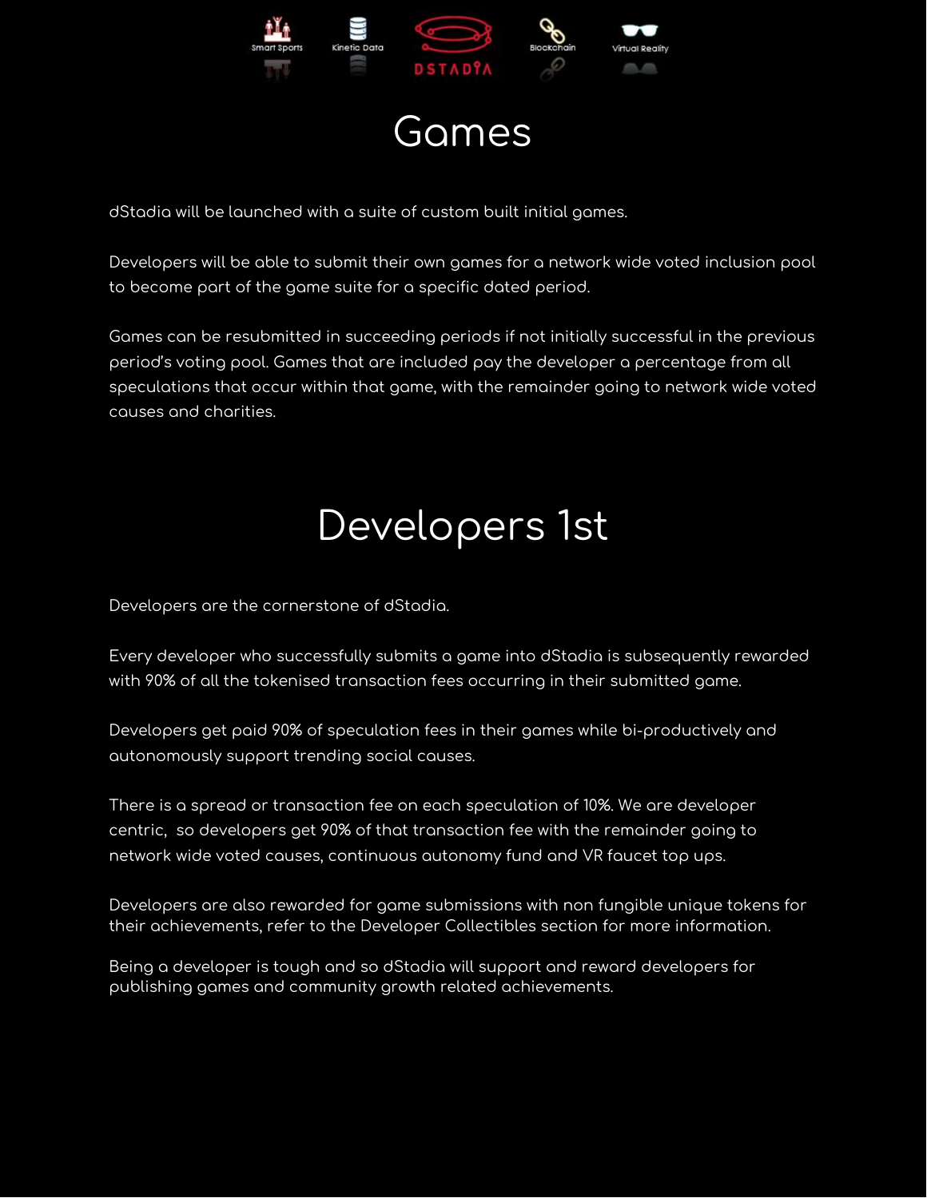# Games

dStadia will be launched with a suite of custom built initial games.

Developers will be able to submit their own games for a network wide voted inclusion pool to become part of the game suite for a specific dated period.

Games can be resubmitted in succeeding periods if not initially successful in the previous period's voting pool. Games that are included pay the developer a percentage from all speculations that occur within that game, with the remainder going to network wide voted causes and charities.

# Developers 1st

Developers are the cornerstone of dStadia.

Every developer who successfully submits a game into dStadia is subsequently rewarded with 90% of all the tokenised transaction fees occurring in their submitted game.

Developers get paid 90% of speculation fees in their games while bi-productively and autonomously support trending social causes.

There is a spread or transaction fee on each speculation of 10%. We are developer centric, so developers get 90% of that transaction fee with the remainder going to network wide voted causes, continuous autonomy fund and VR faucet top ups.

Developers are also rewarded for game submissions with non fungible unique tokens for their achievements, refer to the Developer Collectibles section for more information.

Being a developer is tough and so dStadia will support and reward developers for publishing games and community growth related achievements.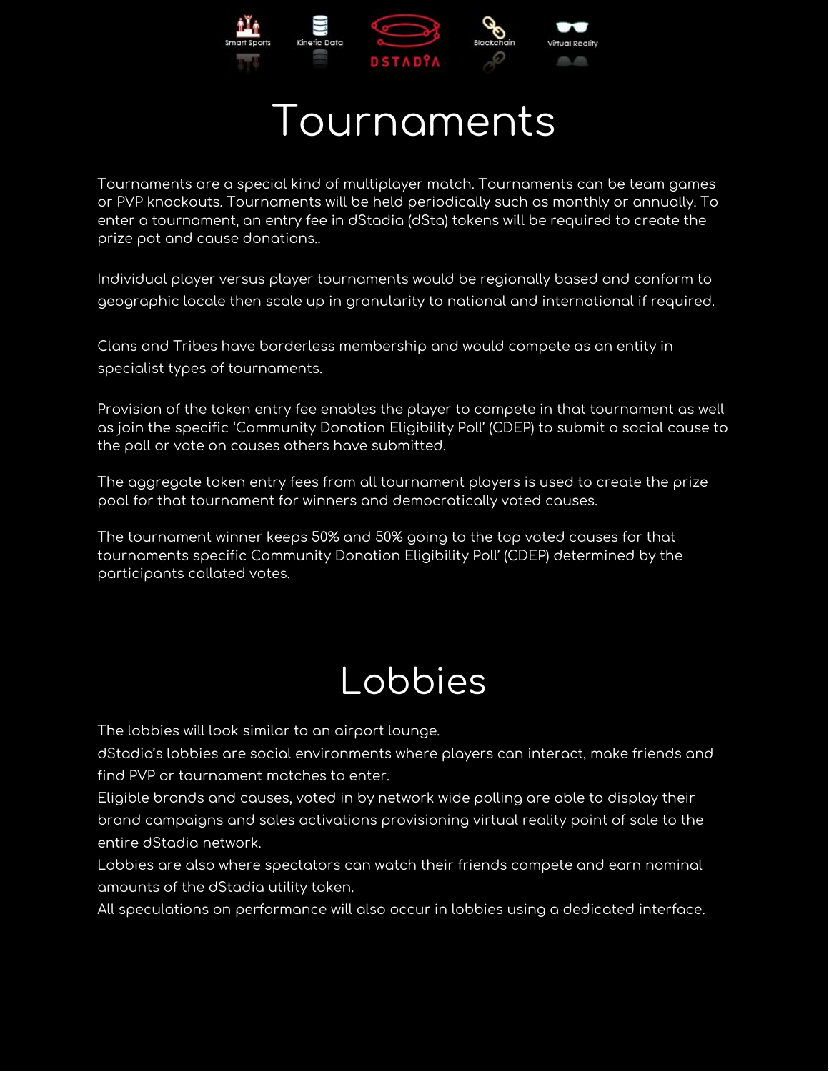# Tournaments

Tournaments are a special kind of multiplayer match. Tournaments can be team games or PVP knockouts. Tournaments will be held periodically such as monthly or annually. To enter a tournament, an entry fee in dStadia (dSta) tokens will be required to create the prize pot and cause donations..

Individual player versus player tournaments would be regionally based and conform to geographic locale then scale up in granularity to national and international if required.

Clans and Tribes have borderless membership and would compete as an entity in specialist types of tournaments.

Provision of the token entry fee enables the player to compete in that tournament as well as join the specific 'Community Donation Eligibility Poll' (CDEP) to submit a social cause to the poll or vote on causes others have submitted.

The aggregate token entry fees from all tournament players is used to create the prize pool for that tournament for winners and democratically voted causes.

The tournament winner keeps 50% and 50% going to the top voted causes for that tournaments specific Community Donation Eligibility Poll' (CDEP) determined by the participants collated votes.

# Lobbies

The lobbies will look similar to an airport lounge.
dStadia's lobbies are social environments where players can interact, make friends and find PVP or tournament matches to enter.
Eligible brands and causes, voted in by network wide polling are able to display their brand campaigns and sales activations provisioning virtual reality point of sale to the entire dStadia network.
Lobbies are also where spectators can watch their friends compete and earn nominal amounts of the dStadia utility token.
All speculations on performance will also occur in lobbies using a dedicated interface.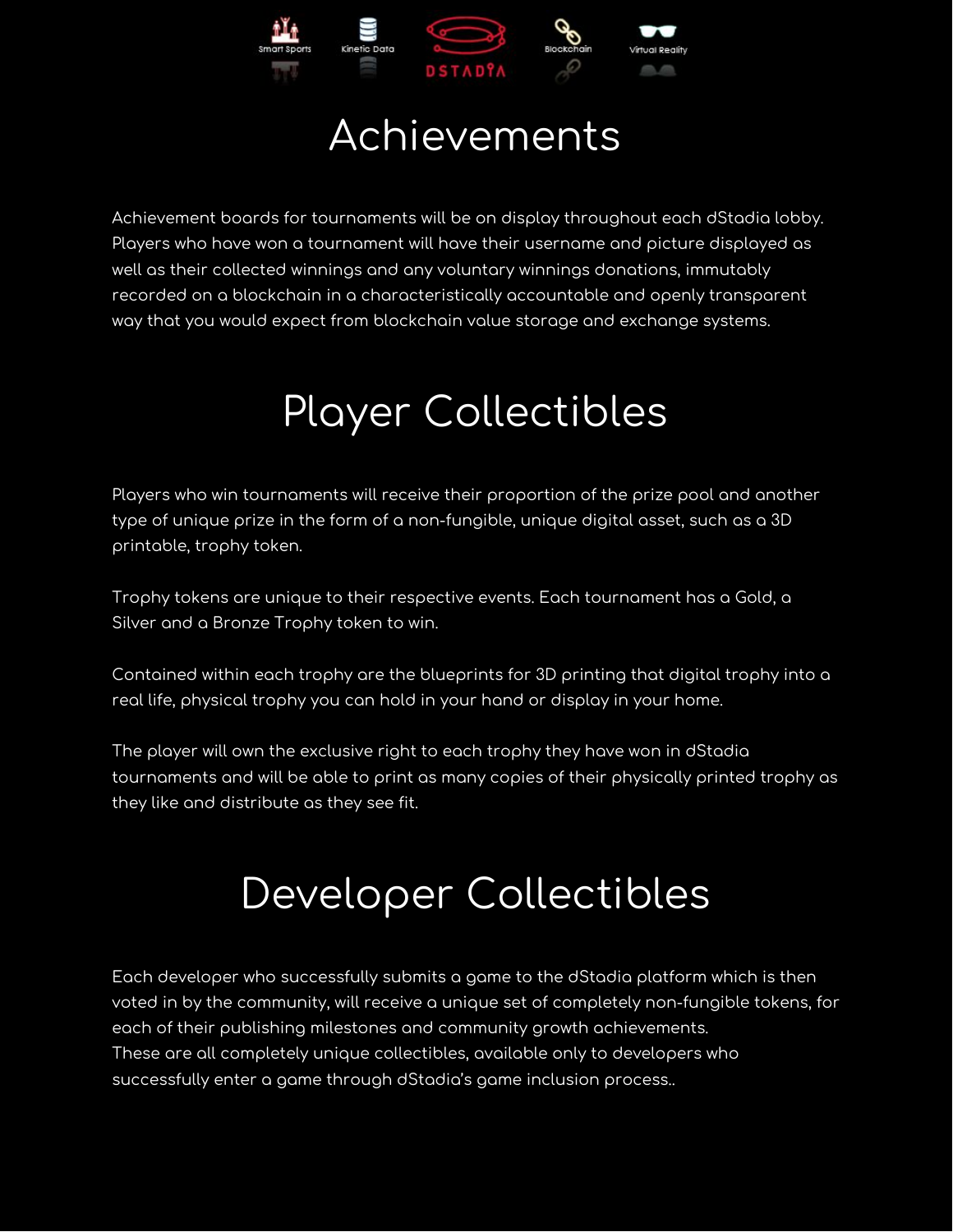# Achievements

Achievement boards for tournaments will be on display throughout each dStadia lobby. Players who have won a tournament will have their username and picture displayed as well as their collected winnings and any voluntary winnings donations, immutably recorded on a blockchain in a characteristically accountable and openly transparent way that you would expect from blockchain value storage and exchange systems.

# Player Collectibles

Players who win tournaments will receive their proportion of the prize pool and another type of unique prize in the form of a non-fungible, unique digital asset, such as a 3D printable, trophy token.

Trophy tokens are unique to their respective events. Each tournament has a Gold, a Silver and a Bronze Trophy token to win.

Contained within each trophy are the blueprints for 3D printing that digital trophy into a real life, physical trophy you can hold in your hand or display in your home.

The player will own the exclusive right to each trophy they have won in dStadia tournaments and will be able to print as many copies of their physically printed trophy as they like and distribute as they see fit.

# Developer Collectibles

Each developer who successfully submits a game to the dStadia platform which is then voted in by the community, will receive a unique set of completely non-fungible tokens, for each of their publishing milestones and community growth achievements.
These are all completely unique collectibles, available only to developers who successfully enter a game through dStadia's game inclusion process..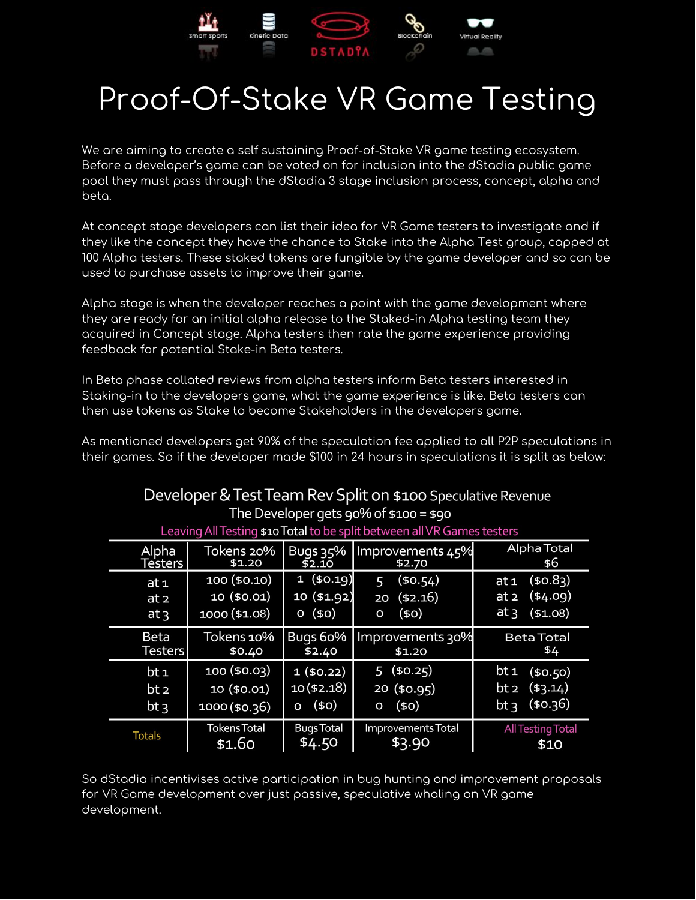Smart Sports | Kinetic Data | DSTADIA | Blockchain | Virtual Reality

# Proof-Of-Stake VR Game Testing

We are aiming to create a self sustaining Proof-of-Stake VR game testing ecosystem. Before a developer's game can be voted on for inclusion into the dStadia public game pool they must pass through the dStadia 3 stage inclusion process, concept, alpha and beta.

At concept stage developers can list their idea for VR Game testers to investigate and if they like the concept they have the chance to Stake into the Alpha Test group, capped at 100 Alpha testers. These staked tokens are fungible by the game developer and so can be used to purchase assets to improve their game.

Alpha stage is when the developer reaches a point with the game development where they are ready for an initial alpha release to the Staked-in Alpha testing team they acquired in Concept stage. Alpha testers then rate the game experience providing feedback for potential Stake-in Beta testers.

In Beta phase collated reviews from alpha testers inform Beta testers interested in Staking-in to the developers game, what the game experience is like. Beta testers can then use tokens as Stake to become Stakeholders in the developers game.

As mentioned developers get 90% of the speculation fee applied to all P2P speculations in their games. So if the developer made $100 in 24 hours in speculations it is split as below:

**Developer & Test Team Rev Split on $100 Speculative Revenue**

The Developer gets 90% of $100 = $90

Leaving All Testing $10 Total to be split between all VR Games testers

| Alpha Testers | Tokens 20% $1.20 | Bugs 35% $2.10 | Improvements 45% $2.70 | Alpha Total $6 |
|---|---|---|---|---|
| at 1 | 100 ($0.10) | 1 ($0.19) | 5 ($0.54) | at 1 ($0.83) |
| at 2 | 10 ($0.01) | 10 ($1.92) | 20 ($2.16) | at 2 ($4.09) |
| at 3 | 1000 ($1.08) | 0 ($0) | 0 ($0) | at 3 ($1.08) |
| **Beta Testers** | **Tokens 10% $0.40** | **Bugs 60% $2.40** | **Improvements 30% $1.20** | **Beta Total $4** |
| bt 1 | 100 ($0.03) | 1 ($0.22) | 5 ($0.25) | bt 1 ($0.50) |
| bt 2 | 10 ($0.01) | 10 ($2.18) | 20 ($0.95) | bt 2 ($3.14) |
| bt 3 | 1000 ($0.36) | 0 ($0) | 0 ($0) | bt 3 ($0.36) |
| **Totals** | Tokens Total $1.60 | Bugs Total $4.50 | Improvements Total $3.90 | All Testing Total $10 |

So dStadia incentivises active participation in bug hunting and improvement proposals for VR Game development over just passive, speculative whaling on VR game development.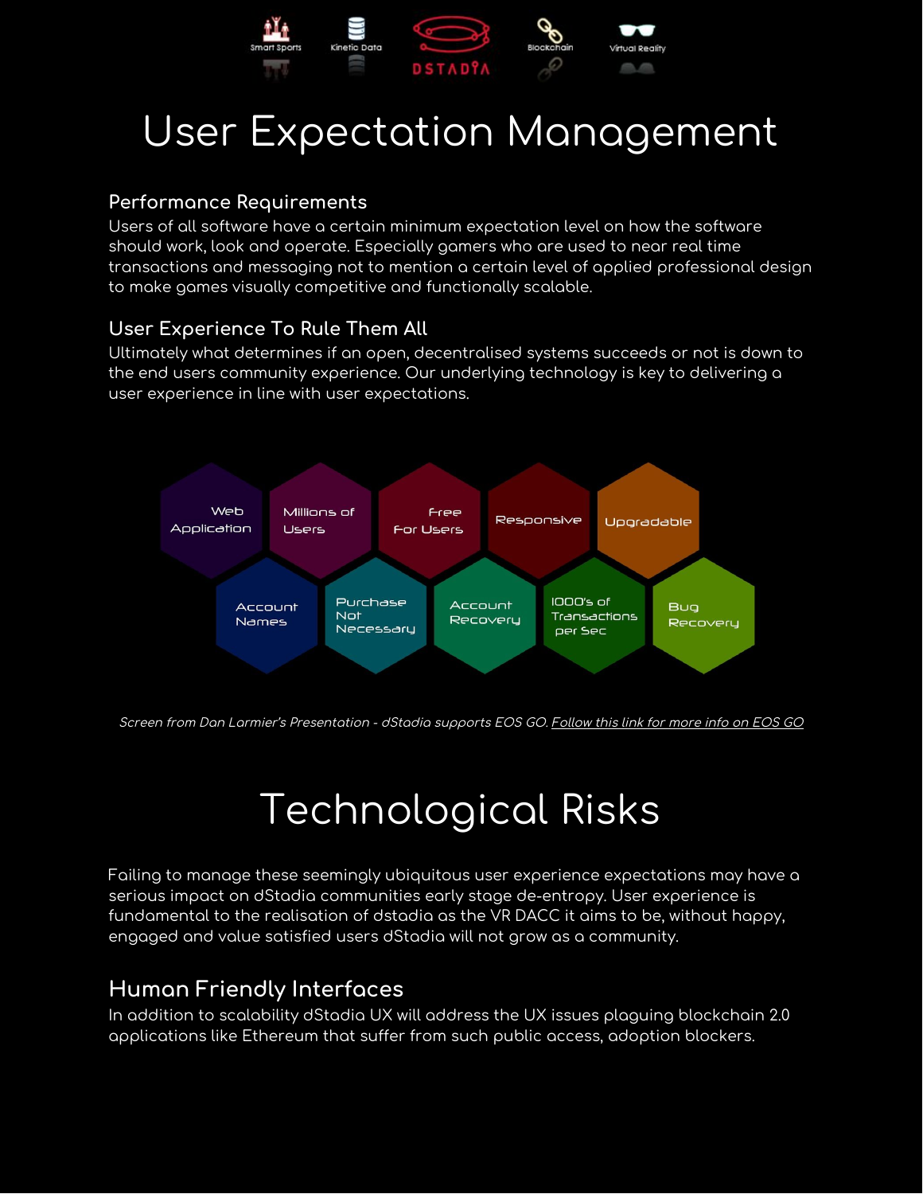# User Expectation Management

### Performance Requirements

Users of all software have a certain minimum expectation level on how the software should work, look and operate. Especially gamers who are used to near real time transactions and messaging not to mention a certain level of applied professional design to make games visually competitive and functionally scalable.

### User Experience To Rule Them All

Ultimately what determines if an open, decentralised systems succeeds or not is down to the end users community experience. Our underlying technology is key to delivering a user experience in line with user expectations.

Web Application | Millions of Users | Free For Users | Responsive | Upgradable

Account Names | Purchase Not Necessary | Account Recovery | 1000's of Transactions per Sec | Bug Recovery

*Screen from Dan Larmier's Presentation - dStadia supports EOS GO. Follow this link for more info on EOS GO*

# Technological Risks

Failing to manage these seemingly ubiquitous user experience expectations may have a serious impact on dStadia communities early stage de-entropy. User experience is fundamental to the realisation of dstadia as the VR DACC it aims to be, without happy, engaged and value satisfied users dStadia will not grow as a community.

### Human Friendly Interfaces

In addition to scalability dStadia UX will address the UX issues plaguing blockchain 2.0 applications like Ethereum that suffer from such public access, adoption blockers.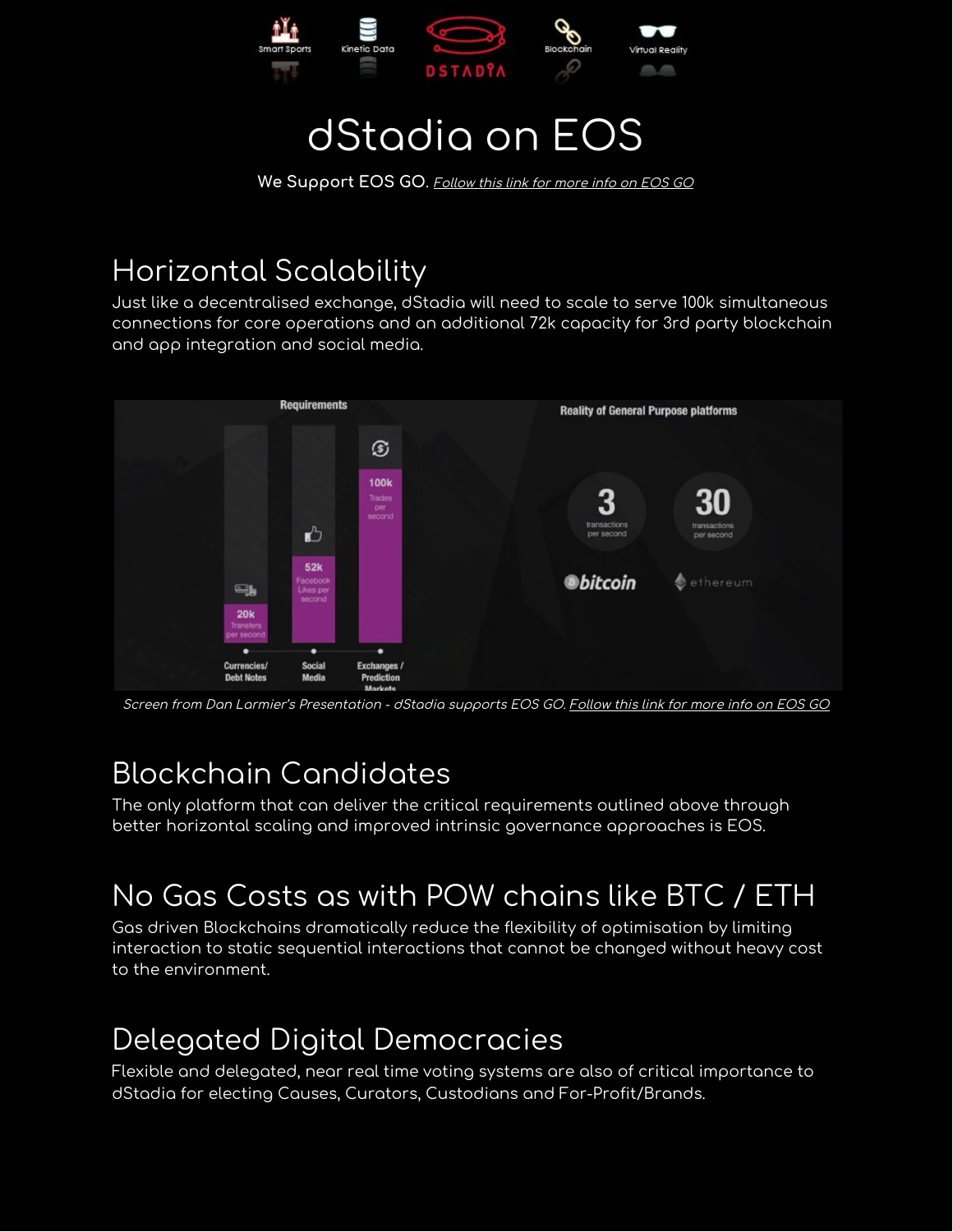# dStadia on EOS

We Support EOS GO. *Follow this link for more info on EOS GO*

## Horizontal Scalability

Just like a decentralised exchange, dStadia will need to scale to serve 100k simultaneous connections for core operations and an additional 72k capacity for 3rd party blockchain and app integration and social media.

*Screen from Dan Larmier's Presentation - dStadia supports EOS GO. Follow this link for more info on EOS GO*

## Blockchain Candidates

The only platform that can deliver the critical requirements outlined above through better horizontal scaling and improved intrinsic governance approaches is EOS.

## No Gas Costs as with POW chains like BTC / ETH

Gas driven Blockchains dramatically reduce the flexibility of optimisation by limiting interaction to static sequential interactions that cannot be changed without heavy cost to the environment.

## Delegated Digital Democracies

Flexible and delegated, near real time voting systems are also of critical importance to dStadia for electing Causes, Curators, Custodians and For-Profit/Brands.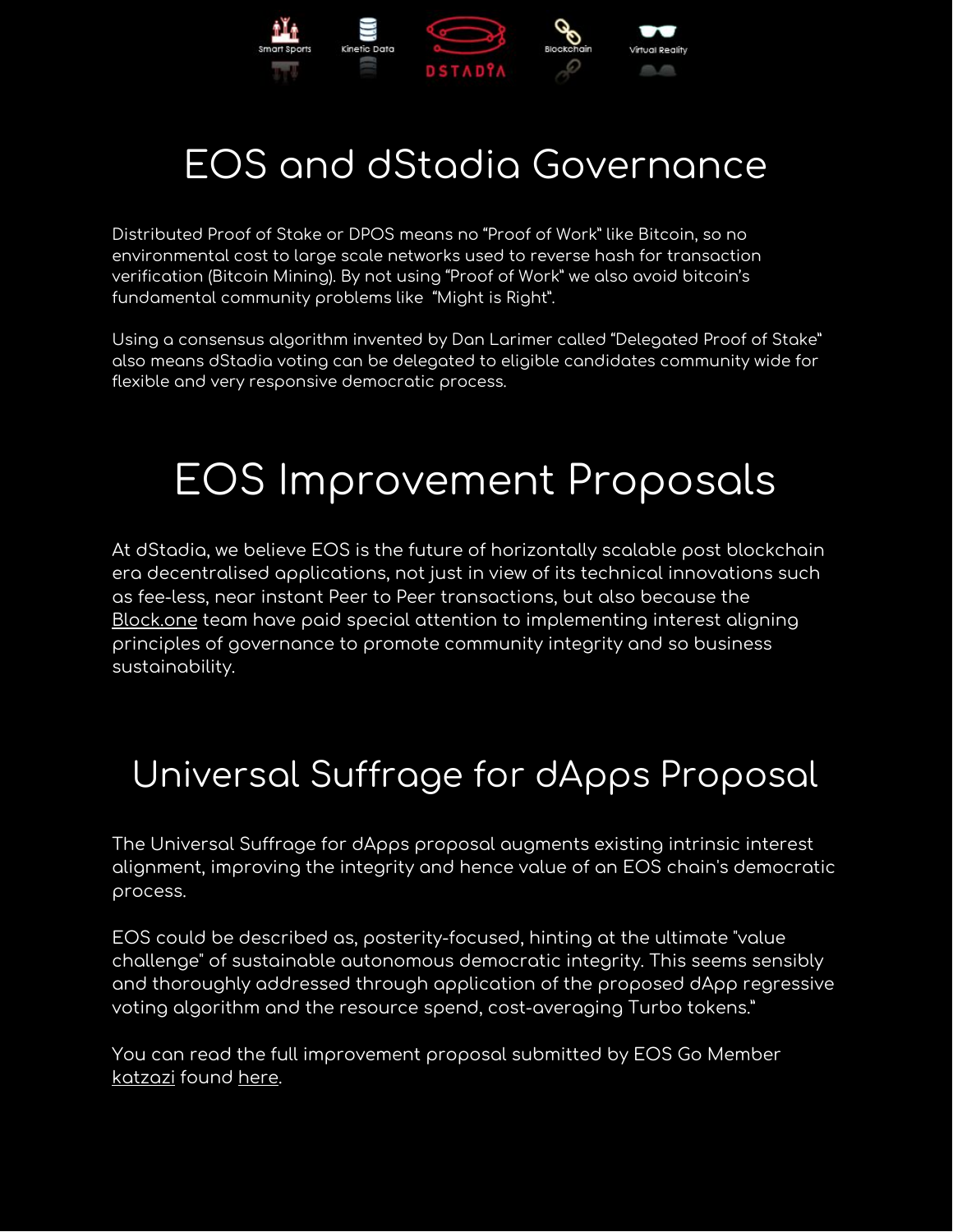# EOS and dStadia Governance

Distributed Proof of Stake or DPOS means no "Proof of Work" like Bitcoin, so no environmental cost to large scale networks used to reverse hash for transaction verification (Bitcoin Mining). By not using "Proof of Work" we also avoid bitcoin's fundamental community problems like "Might is Right".

Using a consensus algorithm invented by Dan Larimer called "Delegated Proof of Stake" also means dStadia voting can be delegated to eligible candidates community wide for flexible and very responsive democratic process.

# EOS Improvement Proposals

At dStadia, we believe EOS is the future of horizontally scalable post blockchain era decentralised applications, not just in view of its technical innovations such as fee-less, near instant Peer to Peer transactions, but also because the Block.one team have paid special attention to implementing interest aligning principles of governance to promote community integrity and so business sustainability.

# Universal Suffrage for dApps Proposal

The Universal Suffrage for dApps proposal augments existing intrinsic interest alignment, improving the integrity and hence value of an EOS chain's democratic process.

EOS could be described as, posterity-focused, hinting at the ultimate "value challenge" of sustainable autonomous democratic integrity. This seems sensibly and thoroughly addressed through application of the proposed dApp regressive voting algorithm and the resource spend, cost-averaging Turbo tokens."

You can read the full improvement proposal submitted by EOS Go Member katzazi found here.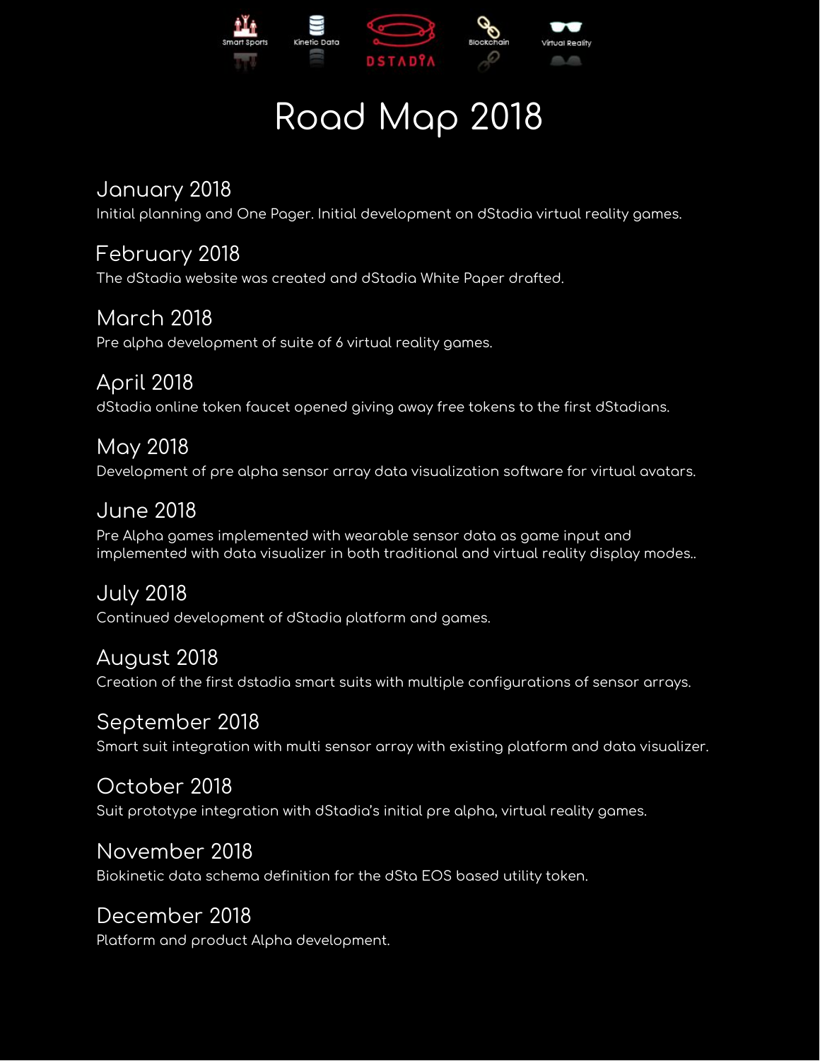# Road Map 2018

## January 2018
Initial planning and One Pager. Initial development on dStadia virtual reality games.

## February 2018
The dStadia website was created and dStadia White Paper drafted.

## March 2018
Pre alpha development of suite of 6 virtual reality games.

## April 2018
dStadia online token faucet opened giving away free tokens to the first dStadians.

## May 2018
Development of pre alpha sensor array data visualization software for virtual avatars.

## June 2018
Pre Alpha games implemented with wearable sensor data as game input and implemented with data visualizer in both traditional and virtual reality display modes..

## July 2018
Continued development of dStadia platform and games.

## August 2018
Creation of the first dstadia smart suits with multiple configurations of sensor arrays.

## September 2018
Smart suit integration with multi sensor array with existing platform and data visualizer.

## October 2018
Suit prototype integration with dStadia's initial pre alpha, virtual reality games.

## November 2018
Biokinetic data schema definition for the dSta EOS based utility token.

## December 2018
Platform and product Alpha development.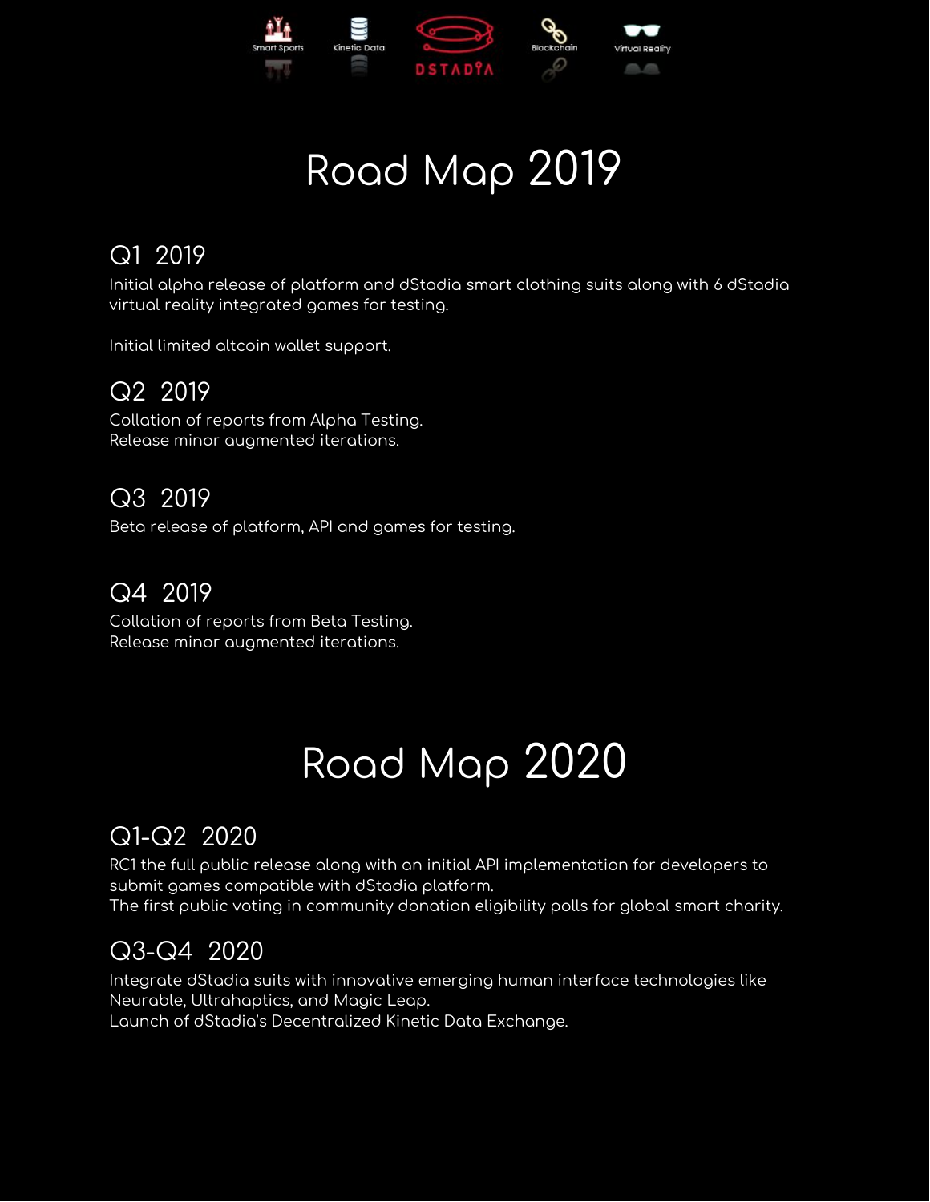# Road Map 2019

## Q1 2019

Initial alpha release of platform and dStadia smart clothing suits along with 6 dStadia virtual reality integrated games for testing.

Initial limited altcoin wallet support.

## Q2 2019

Collation of reports from Alpha Testing.
Release minor augmented iterations.

## Q3 2019

Beta release of platform, API and games for testing.

## Q4 2019

Collation of reports from Beta Testing.
Release minor augmented iterations.

# Road Map 2020

## Q1-Q2 2020

RC1 the full public release along with an initial API implementation for developers to submit games compatible with dStadia platform.
The first public voting in community donation eligibility polls for global smart charity.

## Q3-Q4 2020

Integrate dStadia suits with innovative emerging human interface technologies like Neurable, Ultrahaptics, and Magic Leap.
Launch of dStadia's Decentralized Kinetic Data Exchange.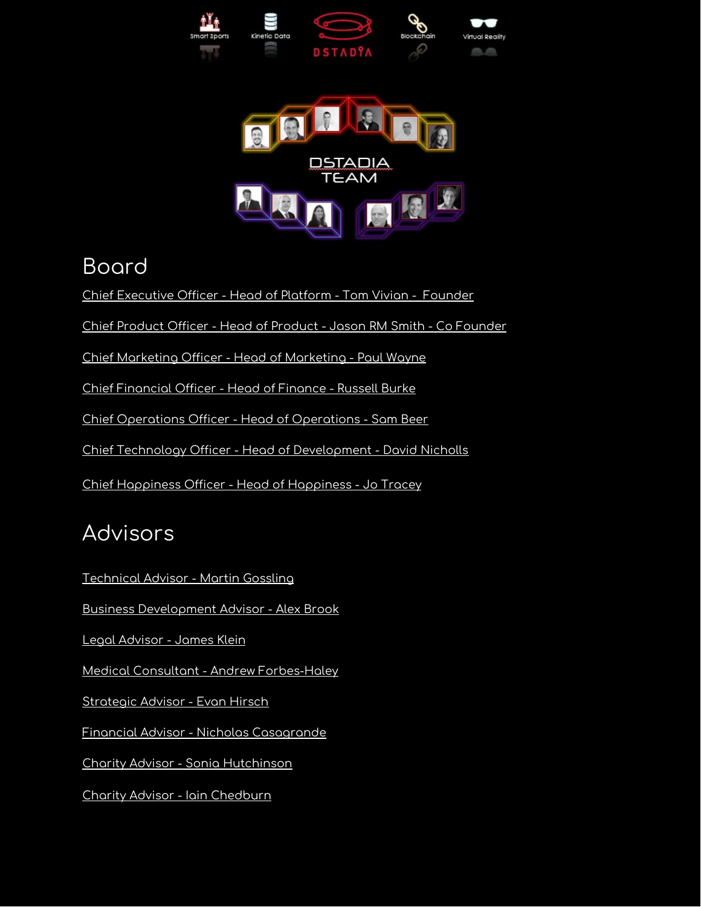## Board

Chief Executive Officer - Head of Platform - Tom Vivian - Founder

Chief Product Officer - Head of Product - Jason RM Smith - Co Founder

Chief Marketing Officer - Head of Marketing - Paul Wayne

Chief Financial Officer - Head of Finance - Russell Burke

Chief Operations Officer - Head of Operations - Sam Beer

Chief Technology Officer - Head of Development - David Nicholls

Chief Happiness Officer - Head of Happiness - Jo Tracey

## Advisors

Technical Advisor - Martin Gossling

Business Development Advisor - Alex Brook

Legal Advisor - James Klein

Medical Consultant - Andrew Forbes-Haley

Strategic Advisor - Evan Hirsch

Financial Advisor - Nicholas Casagrande

Charity Advisor - Sonia Hutchinson

Charity Advisor - Iain Chedburn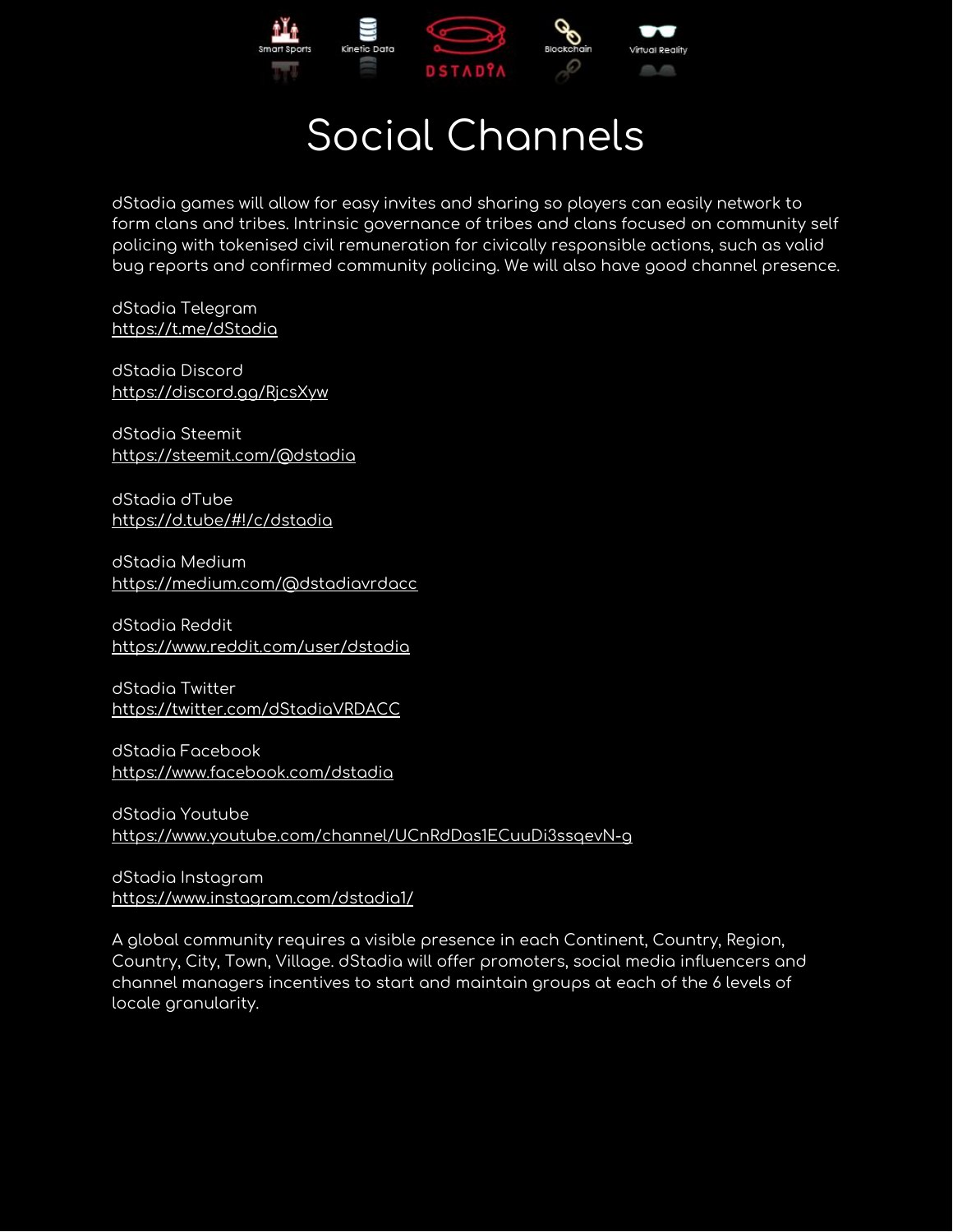# Social Channels

dStadia games will allow for easy invites and sharing so players can easily network to form clans and tribes. Intrinsic governance of tribes and clans focused on community self policing with tokenised civil remuneration for civically responsible actions, such as valid bug reports and confirmed community policing. We will also have good channel presence.

dStadia Telegram
https://t.me/dStadia

dStadia Discord
https://discord.gg/RjcsXyw

dStadia Steemit
https://steemit.com/@dstadia

dStadia dTube
https://d.tube/#!/c/dstadia

dStadia Medium
https://medium.com/@dstadiavrdacc

dStadia Reddit
https://www.reddit.com/user/dstadia

dStadia Twitter
https://twitter.com/dStadiaVRDACC

dStadia Facebook
https://www.facebook.com/dstadia

dStadia Youtube
https://www.youtube.com/channel/UCnRdDas1ECuuDi3ssqevN-g

dStadia Instagram
https://www.instagram.com/dstadia1/

A global community requires a visible presence in each Continent, Country, Region, Country, City, Town, Village. dStadia will offer promoters, social media influencers and channel managers incentives to start and maintain groups at each of the 6 levels of locale granularity.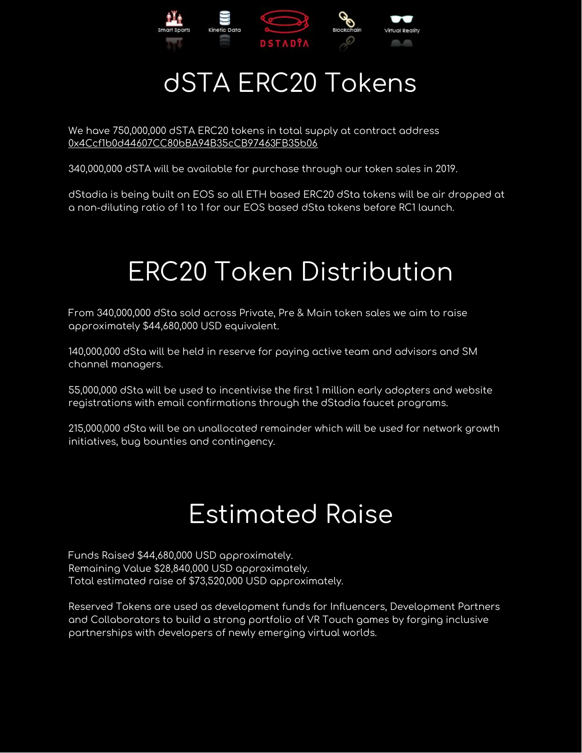# dSTA ERC20 Tokens

We have 750,000,000 dSTA ERC20 tokens in total supply at contract address 0x4Ccf1b0d44607CC80bBA94B35cCB97463FB35b06

340,000,000 dSTA will be available for purchase through our token sales in 2019.

dStadia is being built on EOS so all ETH based ERC20 dSta tokens will be air dropped at a non-diluting ratio of 1 to 1 for our EOS based dSta tokens before RC1 launch.

# ERC20 Token Distribution

From 340,000,000 dSta sold across Private, Pre & Main token sales we aim to raise approximately $44,680,000 USD equivalent.

140,000,000 dSta will be held in reserve for paying active team and advisors and SM channel managers.

55,000,000 dSta will be used to incentivise the first 1 million early adopters and website registrations with email confirmations through the dStadia faucet programs.

215,000,000 dSta will be an unallocated remainder which will be used for network growth initiatives, bug bounties and contingency.

# Estimated Raise

Funds Raised $44,680,000 USD approximately.
Remaining Value $28,840,000 USD approximately.
Total estimated raise of $73,520,000 USD approximately.

Reserved Tokens are used as development funds for Influencers, Development Partners and Collaborators to build a strong portfolio of VR Touch games by forging inclusive partnerships with developers of newly emerging virtual worlds.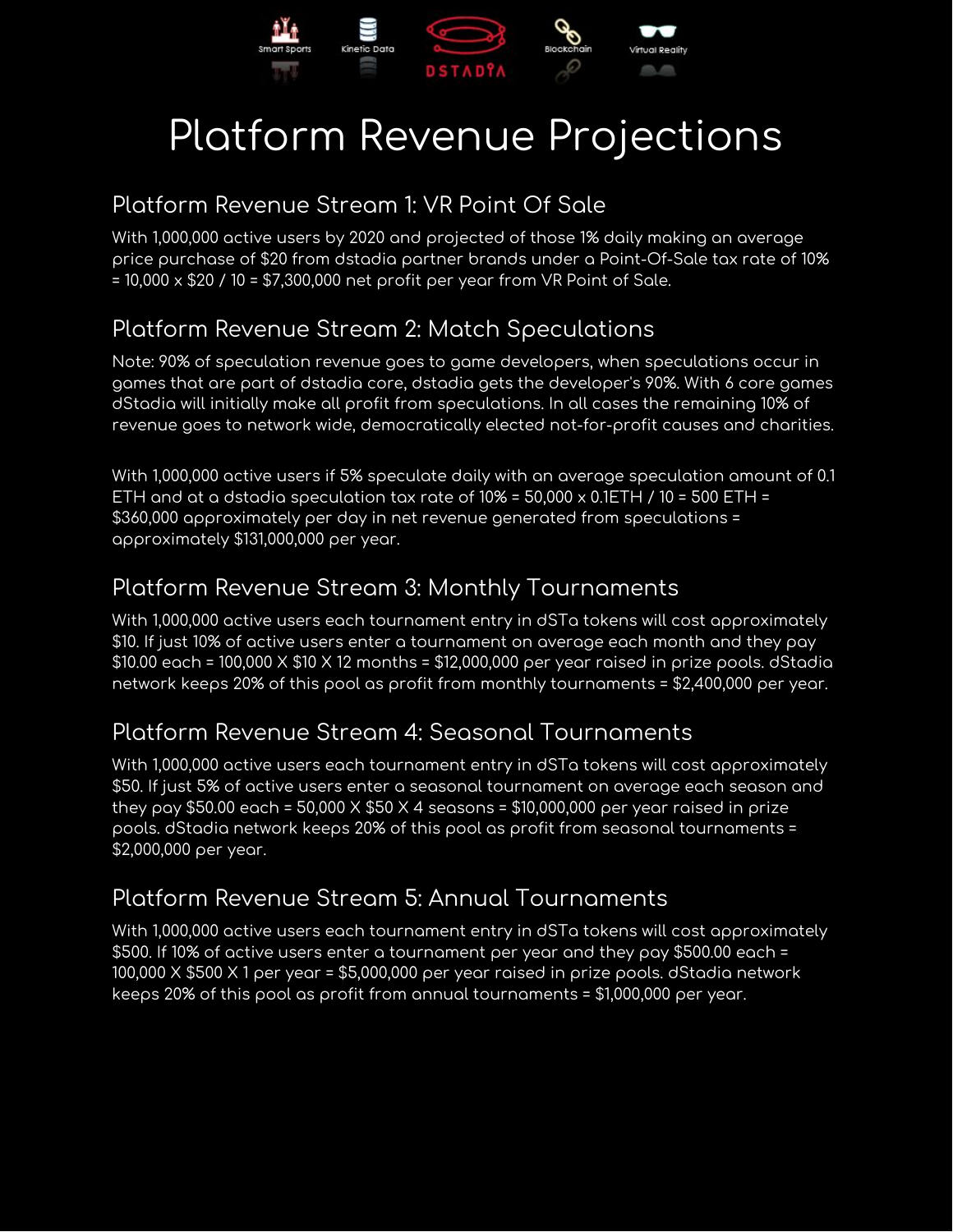# Platform Revenue Projections

## Platform Revenue Stream 1: VR Point Of Sale

With 1,000,000 active users by 2020 and projected of those 1% daily making an average price purchase of $20 from dstadia partner brands under a Point-Of-Sale tax rate of 10% = 10,000 x $20 / 10 = $7,300,000 net profit per year from VR Point of Sale.

## Platform Revenue Stream 2: Match Speculations

Note: 90% of speculation revenue goes to game developers, when speculations occur in games that are part of dstadia core, dstadia gets the developer's 90%. With 6 core games dStadia will initially make all profit from speculations. In all cases the remaining 10% of revenue goes to network wide, democratically elected not-for-profit causes and charities.

With 1,000,000 active users if 5% speculate daily with an average speculation amount of 0.1 ETH and at a dstadia speculation tax rate of 10% = 50,000 x 0.1ETH / 10 = 500 ETH = $360,000 approximately per day in net revenue generated from speculations = approximately $131,000,000 per year.

## Platform Revenue Stream 3: Monthly Tournaments

With 1,000,000 active users each tournament entry in dSTa tokens will cost approximately $10. If just 10% of active users enter a tournament on average each month and they pay $10.00 each = 100,000 X $10 X 12 months = $12,000,000 per year raised in prize pools. dStadia network keeps 20% of this pool as profit from monthly tournaments = $2,400,000 per year.

## Platform Revenue Stream 4: Seasonal Tournaments

With 1,000,000 active users each tournament entry in dSTa tokens will cost approximately $50. If just 5% of active users enter a seasonal tournament on average each season and they pay $50.00 each = 50,000 X $50 X 4 seasons = $10,000,000 per year raised in prize pools. dStadia network keeps 20% of this pool as profit from seasonal tournaments = $2,000,000 per year.

## Platform Revenue Stream 5: Annual Tournaments

With 1,000,000 active users each tournament entry in dSTa tokens will cost approximately $500. If 10% of active users enter a tournament per year and they pay $500.00 each = 100,000 X $500 X 1 per year = $5,000,000 per year raised in prize pools. dStadia network keeps 20% of this pool as profit from annual tournaments = $1,000,000 per year.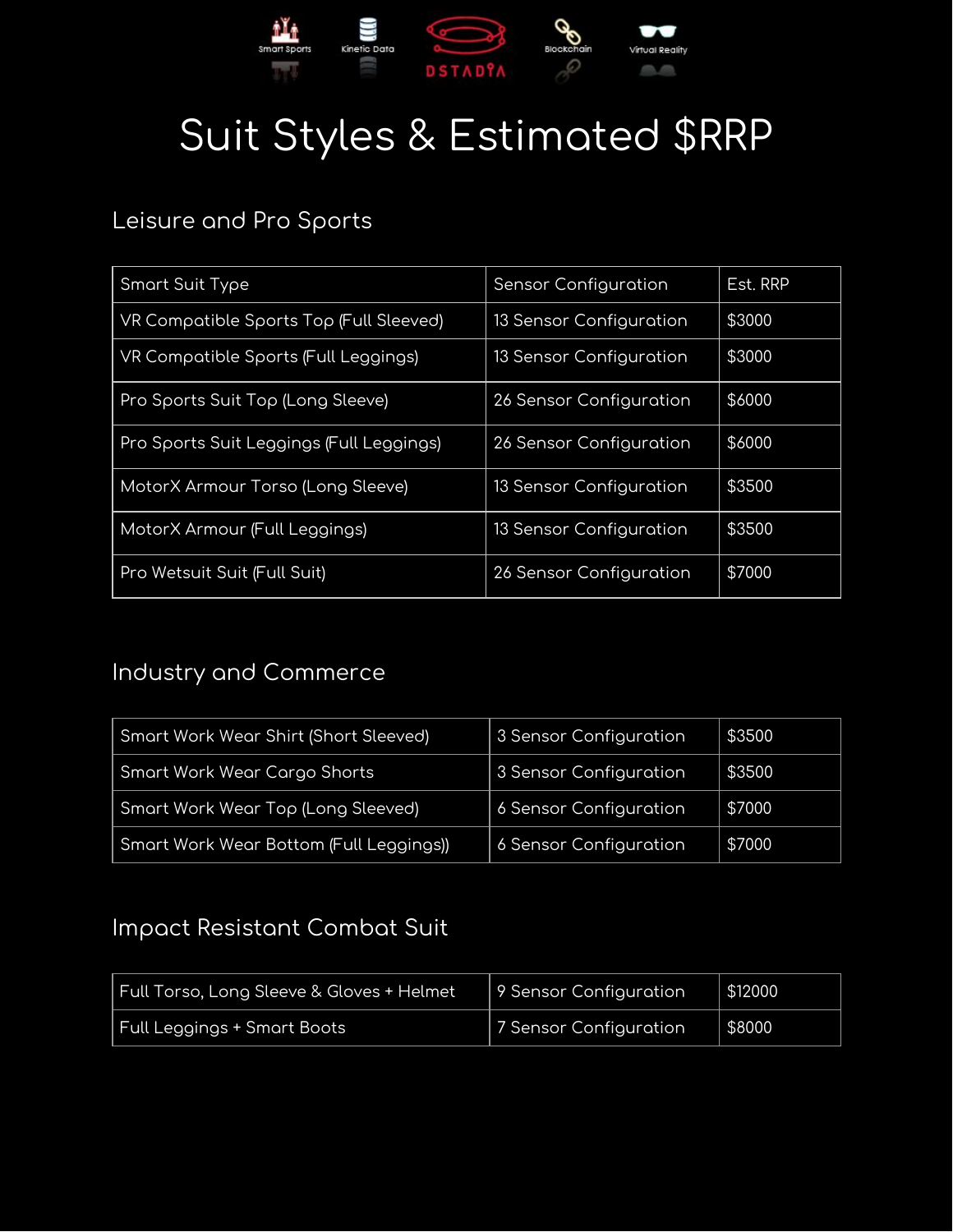# Suit Styles & Estimated $RRP

## Leisure and Pro Sports

| Smart Suit Type | Sensor Configuration | Est. RRP |
|---|---|---|
| VR Compatible Sports Top (Full Sleeved) | 13 Sensor Configuration | $3000 |
| VR Compatible Sports (Full Leggings) | 13 Sensor Configuration | $3000 |
| Pro Sports Suit Top (Long Sleeve) | 26 Sensor Configuration | $6000 |
| Pro Sports Suit Leggings (Full Leggings) | 26 Sensor Configuration | $6000 |
| MotorX Armour Torso (Long Sleeve) | 13 Sensor Configuration | $3500 |
| MotorX Armour (Full Leggings) | 13 Sensor Configuration | $3500 |
| Pro Wetsuit Suit (Full Suit) | 26 Sensor Configuration | $7000 |

## Industry and Commerce

| | | |
|---|---|---|
| Smart Work Wear Shirt (Short Sleeved) | 3 Sensor Configuration | $3500 |
| Smart Work Wear Cargo Shorts | 3 Sensor Configuration | $3500 |
| Smart Work Wear Top (Long Sleeved) | 6 Sensor Configuration | $7000 |
| Smart Work Wear Bottom (Full Leggings)) | 6 Sensor Configuration | $7000 |

## Impact Resistant Combat Suit

| | | |
|---|---|---|
| Full Torso, Long Sleeve & Gloves + Helmet | 9 Sensor Configuration | $12000 |
| Full Leggings + Smart Boots | 7 Sensor Configuration | $8000 |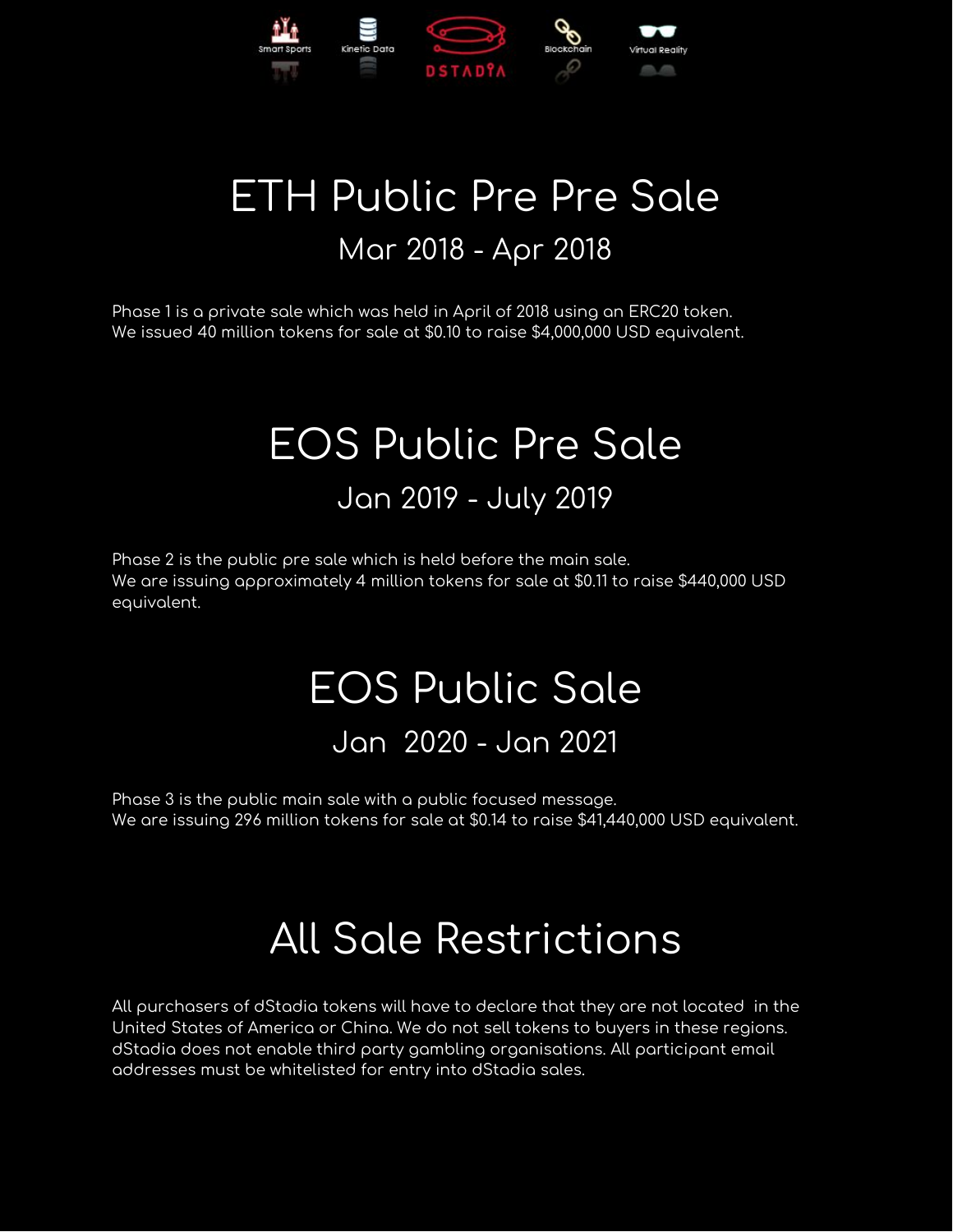# ETH Public Pre Pre Sale

## Mar 2018 - Apr 2018

Phase 1 is a private sale which was held in April of 2018 using an ERC20 token.
We issued 40 million tokens for sale at $0.10 to raise $4,000,000 USD equivalent.

# EOS Public Pre Sale

## Jan 2019 - July 2019

Phase 2 is the public pre sale which is held before the main sale.
We are issuing approximately 4 million tokens for sale at $0.11 to raise $440,000 USD equivalent.

# EOS Public Sale

## Jan 2020 - Jan 2021

Phase 3 is the public main sale with a public focused message.
We are issuing 296 million tokens for sale at $0.14 to raise $41,440,000 USD equivalent.

# All Sale Restrictions

All purchasers of dStadia tokens will have to declare that they are not located in the United States of America or China. We do not sell tokens to buyers in these regions. dStadia does not enable third party gambling organisations. All participant email addresses must be whitelisted for entry into dStadia sales.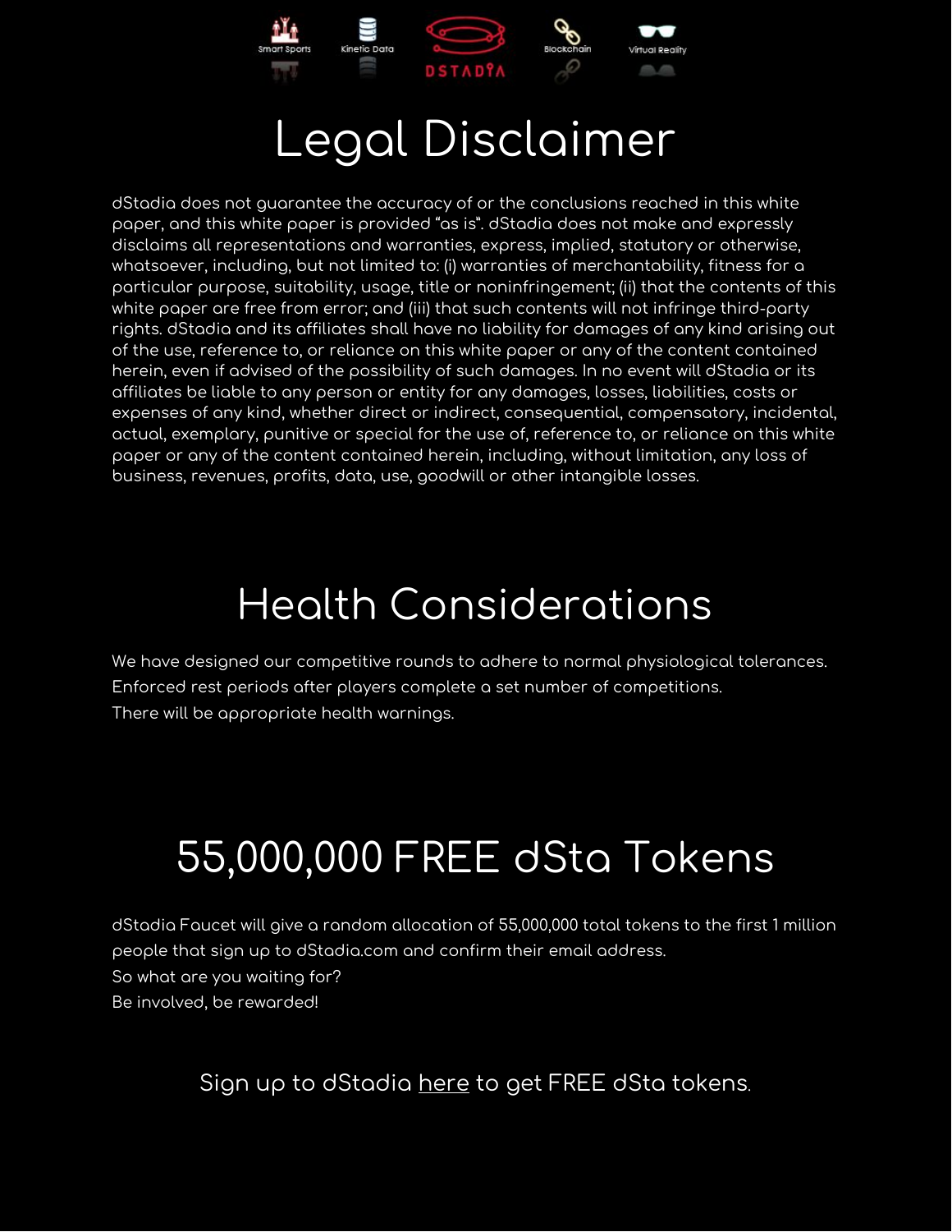# Legal Disclaimer

dStadia does not guarantee the accuracy of or the conclusions reached in this white paper, and this white paper is provided "as is". dStadia does not make and expressly disclaims all representations and warranties, express, implied, statutory or otherwise, whatsoever, including, but not limited to: (i) warranties of merchantability, fitness for a particular purpose, suitability, usage, title or noninfringement; (ii) that the contents of this white paper are free from error; and (iii) that such contents will not infringe third-party rights. dStadia and its affiliates shall have no liability for damages of any kind arising out of the use, reference to, or reliance on this white paper or any of the content contained herein, even if advised of the possibility of such damages. In no event will dStadia or its affiliates be liable to any person or entity for any damages, losses, liabilities, costs or expenses of any kind, whether direct or indirect, consequential, compensatory, incidental, actual, exemplary, punitive or special for the use of, reference to, or reliance on this white paper or any of the content contained herein, including, without limitation, any loss of business, revenues, profits, data, use, goodwill or other intangible losses.

# Health Considerations

We have designed our competitive rounds to adhere to normal physiological tolerances.
Enforced rest periods after players complete a set number of competitions.
There will be appropriate health warnings.

# 55,000,000 FREE dSta Tokens

dStadia Faucet will give a random allocation of 55,000,000 total tokens to the first 1 million people that sign up to dStadia.com and confirm their email address.
So what are you waiting for?
Be involved, be rewarded!

Sign up to dStadia here to get FREE dSta tokens.